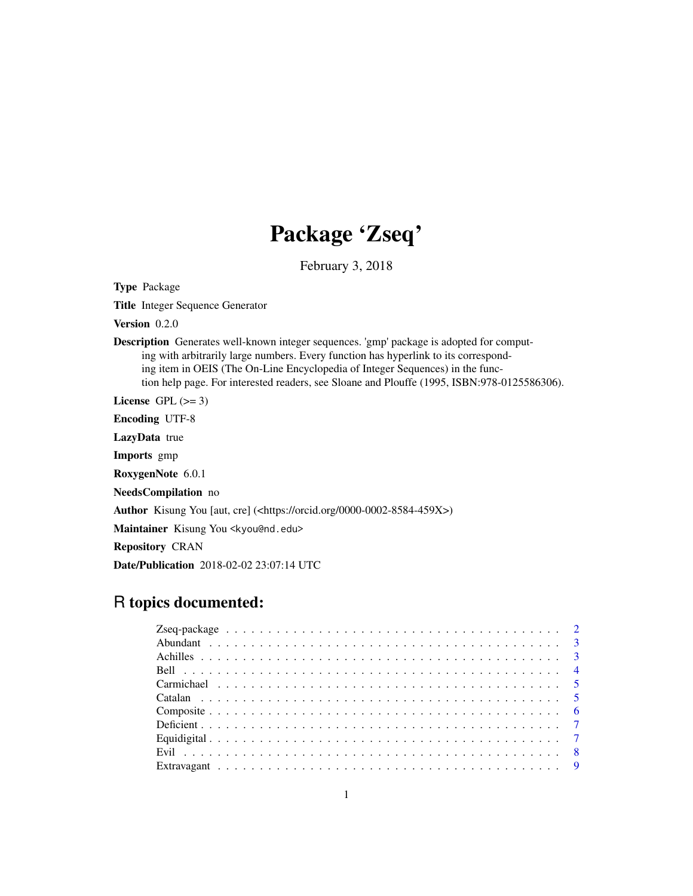# Package 'Zseq'

February 3, 2018

**Type** Package

**Title** Integer Sequence Generator

**Version** 0.2.0

**Description** Generates well-known integer sequences. 'gmp' package is adopted for computing with arbitrarily large numbers. Every function has hyperlink to its corresponding item in OEIS (The On-Line Encyclopedia of Integer Sequences) in the function help page. For interested readers, see Sloane and Plouffe (1995, ISBN:978-0125586306).

**License** GPL (>= 3)

**Encoding** UTF-8

**LazyData** true

**Imports** gmp

**RoxygenNote** 6.0.1

**NeedsCompilation** no

**Author** Kisung You [aut, cre] (<https://orcid.org/0000-0002-8584-459X>)

**Maintainer** Kisung You <kyou@nd.edu>

**Repository** CRAN

**Date/Publication** 2018-02-02 23:07:14 UTC

## R topics documented:

- Zseq-package . . . . . . . . . . 2
- Abundant . . . . . . . . . . 3
- Achilles . . . . . . . . . . 3
- Bell . . . . . . . . . . 4
- Carmichael . . . . . . . . . . 5
- Catalan . . . . . . . . . . 5
- Composite . . . . . . . . . . 6
- Deficient . . . . . . . . . . 7
- Equidigital . . . . . . . . . . 7
- Evil . . . . . . . . . . 8
- Extravagant . . . . . . . . . . 9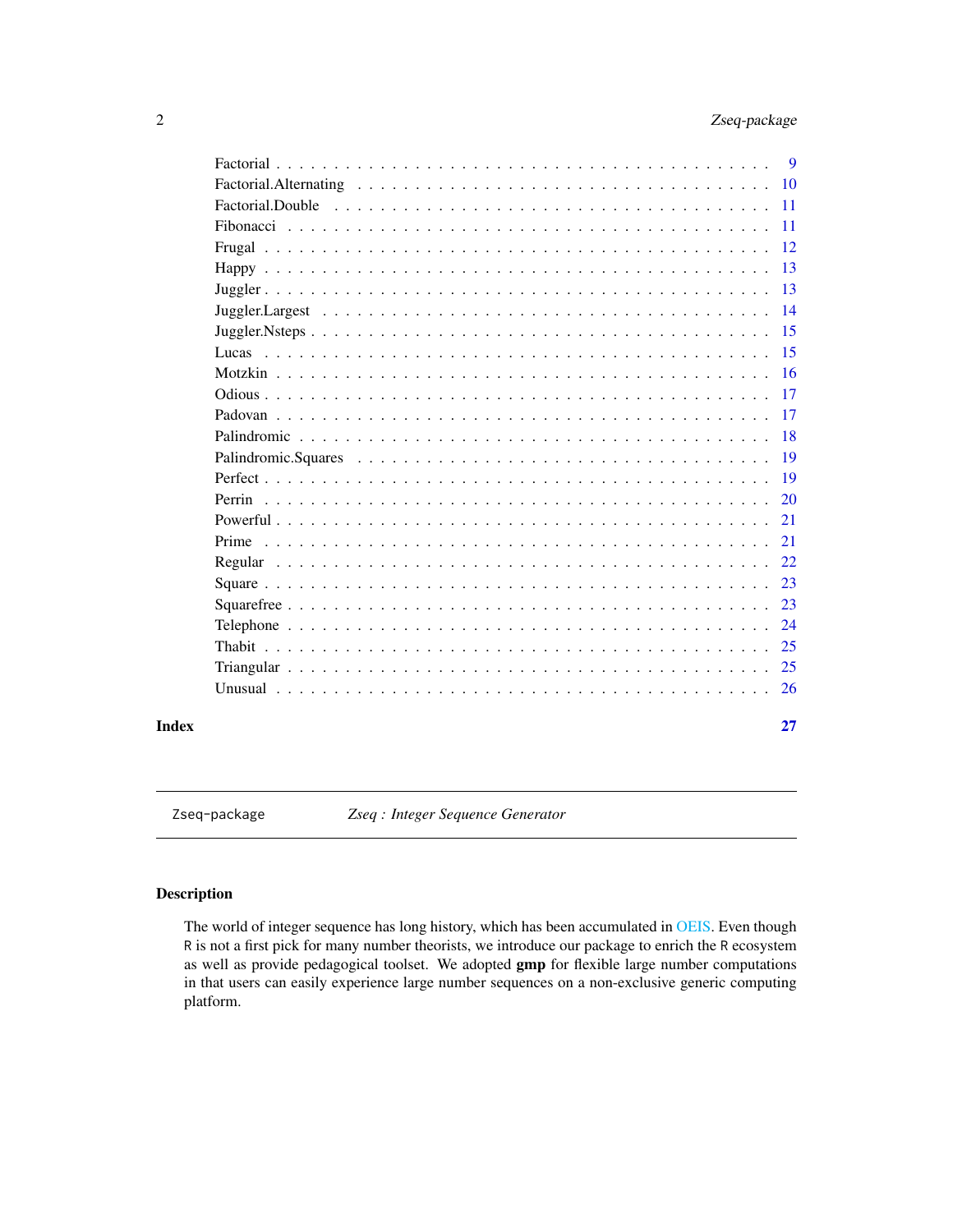Factorial . . . . . . . . . . . . . . . . . . . . . . . . . . . . . . . . . . . . . . . . . . 9
Factorial.Alternating . . . . . . . . . . . . . . . . . . . . . . . . . . . . . . . . . . . . 10
Factorial.Double . . . . . . . . . . . . . . . . . . . . . . . . . . . . . . . . . . . . . . 11
Fibonacci . . . . . . . . . . . . . . . . . . . . . . . . . . . . . . . . . . . . . . . . . . 11
Frugal . . . . . . . . . . . . . . . . . . . . . . . . . . . . . . . . . . . . . . . . . . . 12
Happy . . . . . . . . . . . . . . . . . . . . . . . . . . . . . . . . . . . . . . . . . . . 13
Juggler . . . . . . . . . . . . . . . . . . . . . . . . . . . . . . . . . . . . . . . . . . . 13
Juggler.Largest . . . . . . . . . . . . . . . . . . . . . . . . . . . . . . . . . . . . . . 14
Juggler.Nsteps . . . . . . . . . . . . . . . . . . . . . . . . . . . . . . . . . . . . . . . 15
Lucas . . . . . . . . . . . . . . . . . . . . . . . . . . . . . . . . . . . . . . . . . . . . 15
Motzkin . . . . . . . . . . . . . . . . . . . . . . . . . . . . . . . . . . . . . . . . . . . 16
Odious . . . . . . . . . . . . . . . . . . . . . . . . . . . . . . . . . . . . . . . . . . . 17
Padovan . . . . . . . . . . . . . . . . . . . . . . . . . . . . . . . . . . . . . . . . . . . 17
Palindromic . . . . . . . . . . . . . . . . . . . . . . . . . . . . . . . . . . . . . . . . . 18
Palindromic.Squares . . . . . . . . . . . . . . . . . . . . . . . . . . . . . . . . . . . . 19
Perfect . . . . . . . . . . . . . . . . . . . . . . . . . . . . . . . . . . . . . . . . . . . 19
Perrin . . . . . . . . . . . . . . . . . . . . . . . . . . . . . . . . . . . . . . . . . . . . 20
Powerful . . . . . . . . . . . . . . . . . . . . . . . . . . . . . . . . . . . . . . . . . . 21
Prime . . . . . . . . . . . . . . . . . . . . . . . . . . . . . . . . . . . . . . . . . . . . 21
Regular . . . . . . . . . . . . . . . . . . . . . . . . . . . . . . . . . . . . . . . . . . . 22
Square . . . . . . . . . . . . . . . . . . . . . . . . . . . . . . . . . . . . . . . . . . . 23
Squarefree . . . . . . . . . . . . . . . . . . . . . . . . . . . . . . . . . . . . . . . . . 23
Telephone . . . . . . . . . . . . . . . . . . . . . . . . . . . . . . . . . . . . . . . . . . 24
Thabit . . . . . . . . . . . . . . . . . . . . . . . . . . . . . . . . . . . . . . . . . . . . 25
Triangular . . . . . . . . . . . . . . . . . . . . . . . . . . . . . . . . . . . . . . . . . . 25
Unusual . . . . . . . . . . . . . . . . . . . . . . . . . . . . . . . . . . . . . . . . . . . 26

**Index** **27**

---

`Zseq-package` *Zseq : Integer Sequence Generator*

---

### Description

The world of integer sequence has long history, which has been accumulated in OEIS. Even though R is not a first pick for many number theorists, we introduce our package to enrich the R ecosystem as well as provide pedagogical toolset. We adopted **gmp** for flexible large number computations in that users can easily experience large number sequences on a non-exclusive generic computing platform.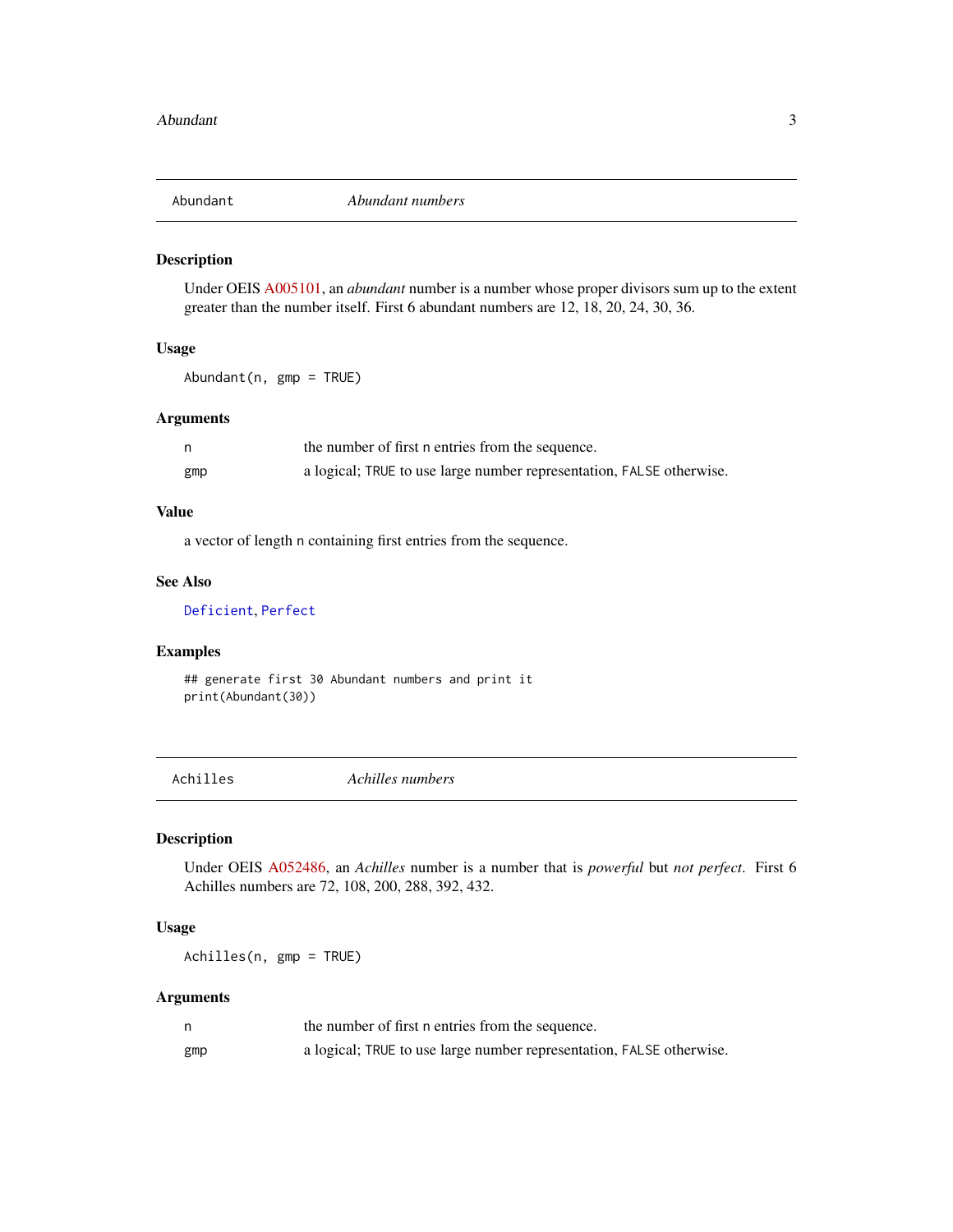## Abundant — *Abundant numbers*

### Description

Under OEIS A005101, an *abundant* number is a number whose proper divisors sum up to the extent greater than the number itself. First 6 abundant numbers are 12, 18, 20, 24, 30, 36.

### Usage

```
Abundant(n, gmp = TRUE)
```

### Arguments

| | |
|---|---|
| n | the number of first n entries from the sequence. |
| gmp | a logical; TRUE to use large number representation, FALSE otherwise. |

### Value

a vector of length n containing first entries from the sequence.

### See Also

Deficient, Perfect

### Examples

```
## generate first 30 Abundant numbers and print it
print(Abundant(30))
```

## Achilles — *Achilles numbers*

### Description

Under OEIS A052486, an *Achilles* number is a number that is *powerful* but *not perfect*. First 6 Achilles numbers are 72, 108, 200, 288, 392, 432.

### Usage

```
Achilles(n, gmp = TRUE)
```

### Arguments

| | |
|---|---|
| n | the number of first n entries from the sequence. |
| gmp | a logical; TRUE to use large number representation, FALSE otherwise. |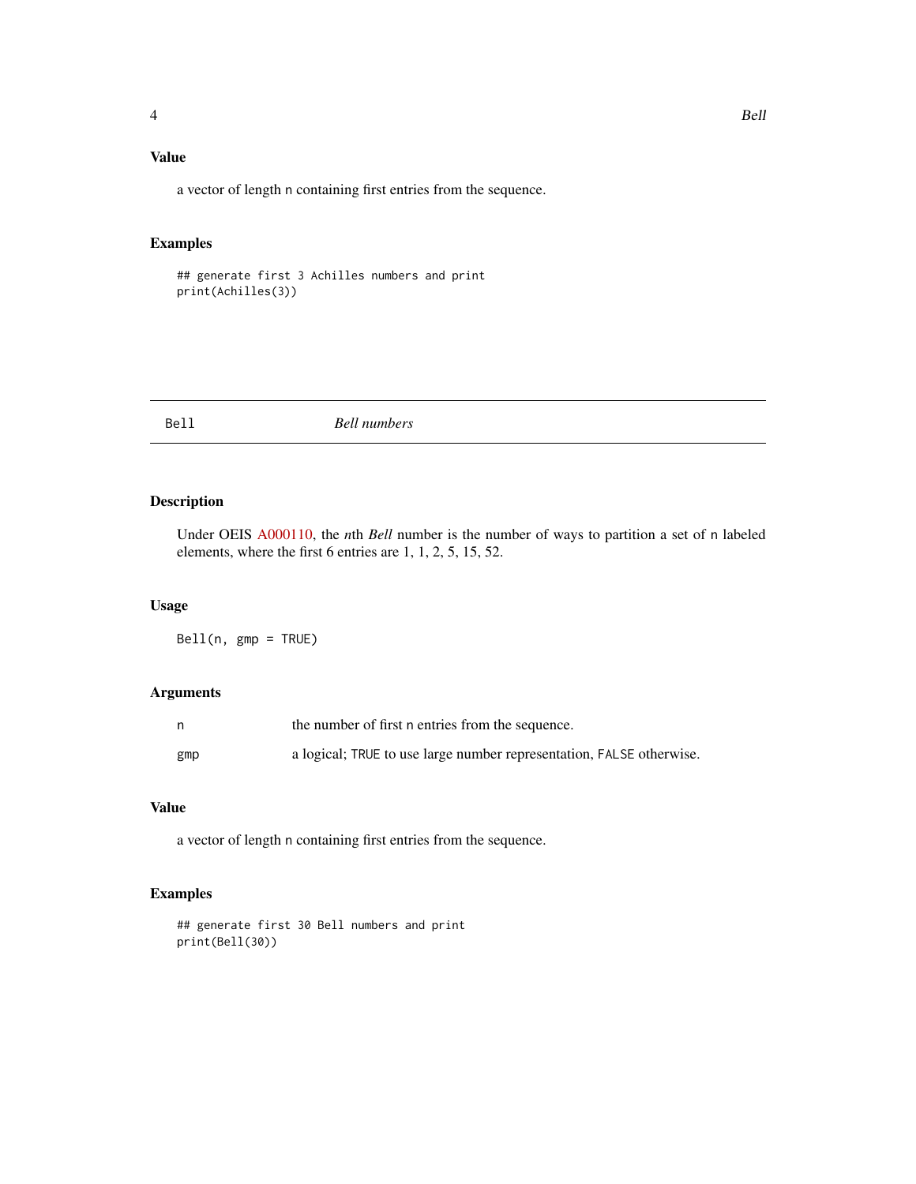### Value

a vector of length n containing first entries from the sequence.

### Examples

```
## generate first 3 Achilles numbers and print
print(Achilles(3))
```

---

## Bell — *Bell numbers*

---

### Description

Under OEIS A000110, the *n*th *Bell* number is the number of ways to partition a set of n labeled elements, where the first 6 entries are 1, 1, 2, 5, 15, 52.

### Usage

```
Bell(n, gmp = TRUE)
```

### Arguments

| | |
|---|---|
| n | the number of first n entries from the sequence. |
| gmp | a logical; TRUE to use large number representation, FALSE otherwise. |

### Value

a vector of length n containing first entries from the sequence.

### Examples

```
## generate first 30 Bell numbers and print
print(Bell(30))
```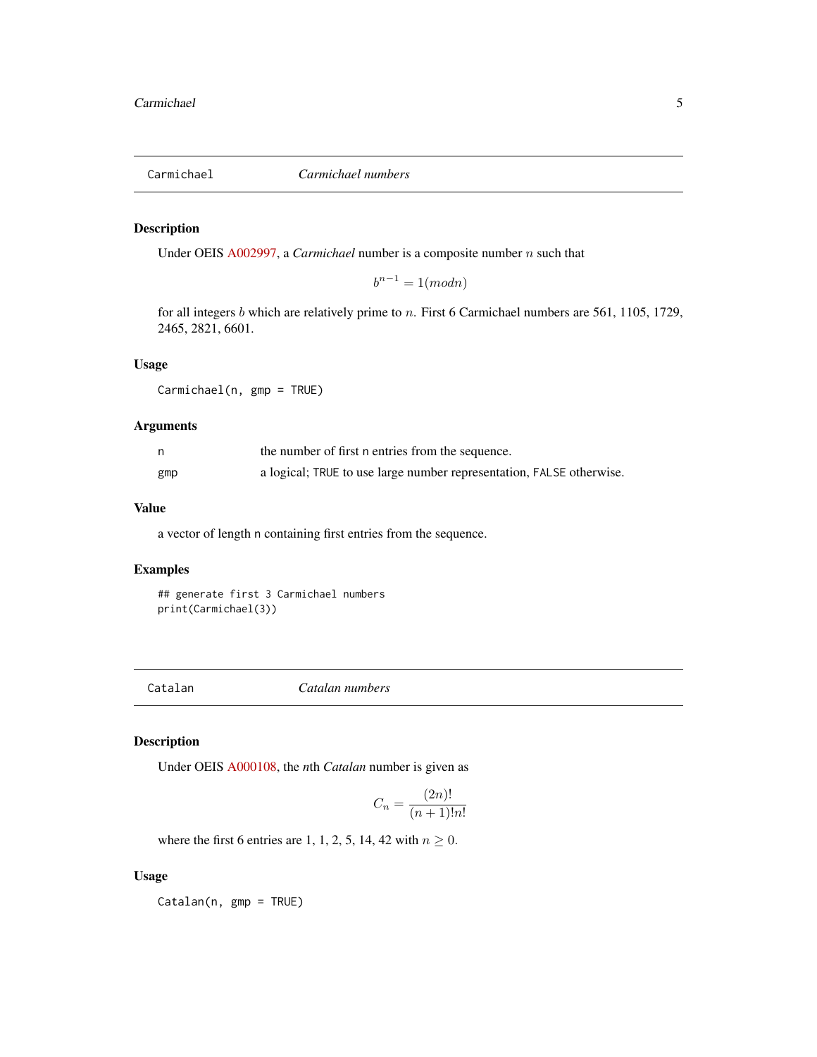## Carmichael — *Carmichael numbers*

### Description

Under OEIS A002997, a *Carmichael* number is a composite number $n$ such that

$$b^{n-1} = 1 (mod n)$$

for all integers $b$ which are relatively prime to $n$. First 6 Carmichael numbers are 561, 1105, 1729, 2465, 2821, 6601.

### Usage

```
Carmichael(n, gmp = TRUE)
```

### Arguments

| | |
|---|---|
| `n` | the number of first `n` entries from the sequence. |
| `gmp` | a logical; `TRUE` to use large number representation, `FALSE` otherwise. |

### Value

a vector of length `n` containing first entries from the sequence.

### Examples

```
## generate first 3 Carmichael numbers
print(Carmichael(3))
```

## Catalan — *Catalan numbers*

### Description

Under OEIS A000108, the *n*th *Catalan* number is given as

$$C_n = \frac{(2n)!}{(n+1)!n!}$$

where the first 6 entries are 1, 1, 2, 5, 14, 42 with $n \geq 0$.

### Usage

```
Catalan(n, gmp = TRUE)
```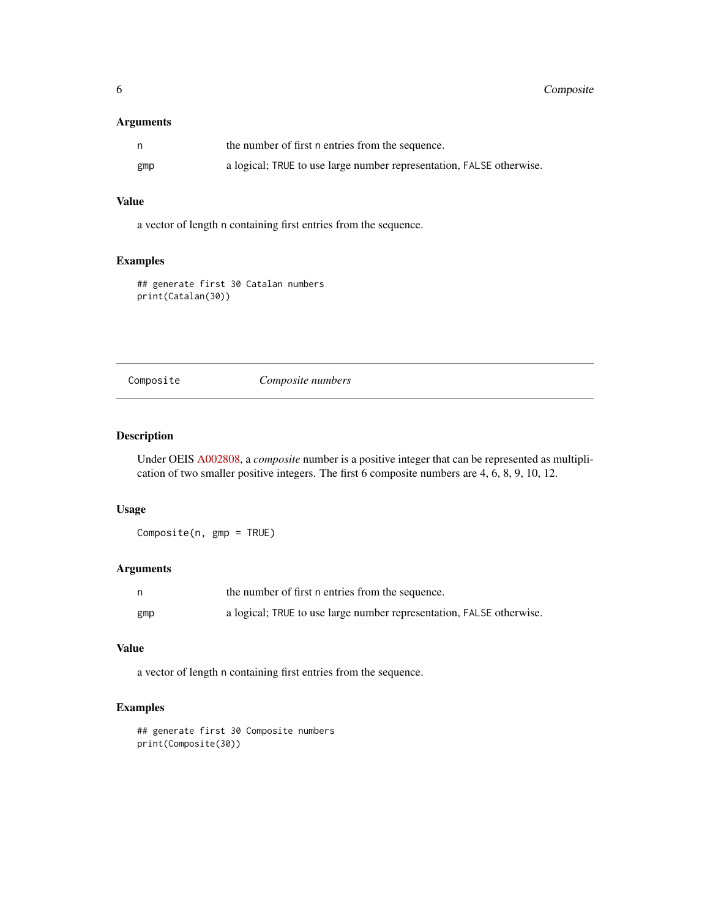### Arguments

| | |
|---|---|
| n | the number of first n entries from the sequence. |
| gmp | a logical; TRUE to use large number representation, FALSE otherwise. |

### Value

a vector of length n containing first entries from the sequence.

### Examples

```
## generate first 30 Catalan numbers
print(Catalan(30))
```

---

## Composite — *Composite numbers*

### Description

Under OEIS A002808, a *composite* number is a positive integer that can be represented as multiplication of two smaller positive integers. The first 6 composite numbers are 4, 6, 8, 9, 10, 12.

### Usage

```
Composite(n, gmp = TRUE)
```

### Arguments

| | |
|---|---|
| n | the number of first n entries from the sequence. |
| gmp | a logical; TRUE to use large number representation, FALSE otherwise. |

### Value

a vector of length n containing first entries from the sequence.

### Examples

```
## generate first 30 Composite numbers
print(Composite(30))
```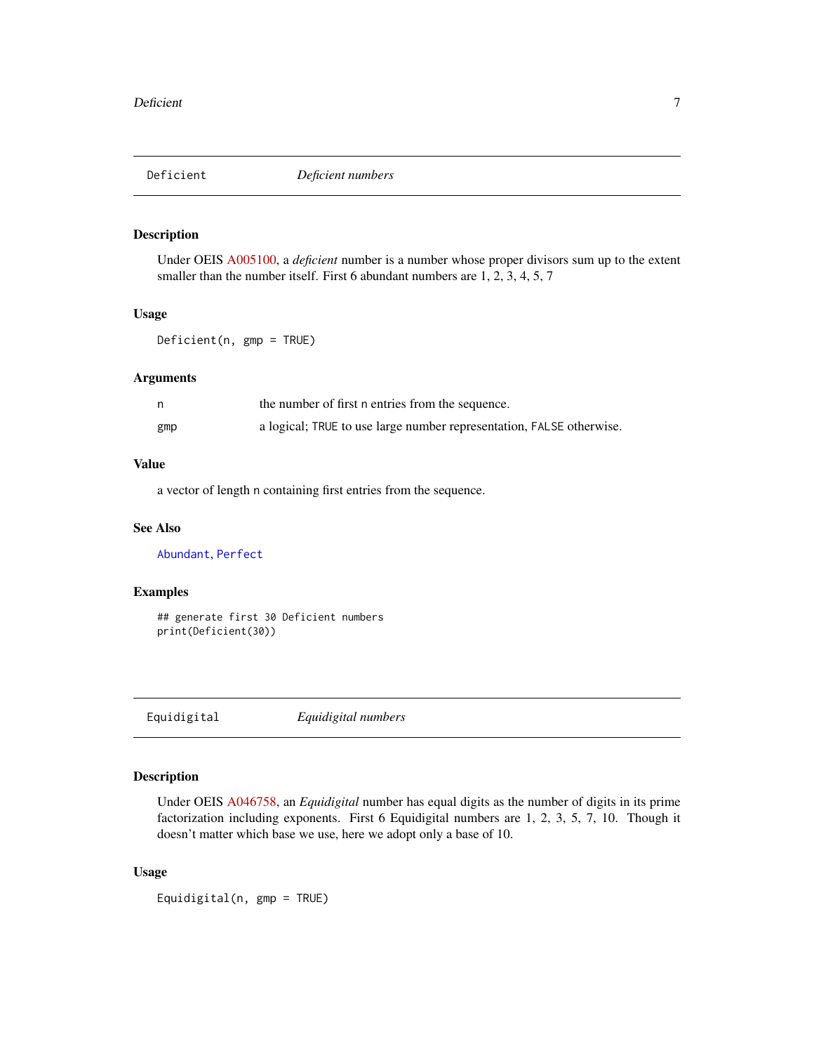## Deficient    *Deficient numbers*

### Description

Under OEIS A005100, a *deficient* number is a number whose proper divisors sum up to the extent smaller than the number itself. First 6 abundant numbers are 1, 2, 3, 4, 5, 7

### Usage

```
Deficient(n, gmp = TRUE)
```

### Arguments

| | |
|---|---|
| n | the number of first n entries from the sequence. |
| gmp | a logical; TRUE to use large number representation, FALSE otherwise. |

### Value

a vector of length n containing first entries from the sequence.

### See Also

Abundant, Perfect

### Examples

```
## generate first 30 Deficient numbers
print(Deficient(30))
```

## Equidigital    *Equidigital numbers*

### Description

Under OEIS A046758, an *Equidigital* number has equal digits as the number of digits in its prime factorization including exponents. First 6 Equidigital numbers are 1, 2, 3, 5, 7, 10. Though it doesn't matter which base we use, here we adopt only a base of 10.

### Usage

```
Equidigital(n, gmp = TRUE)
```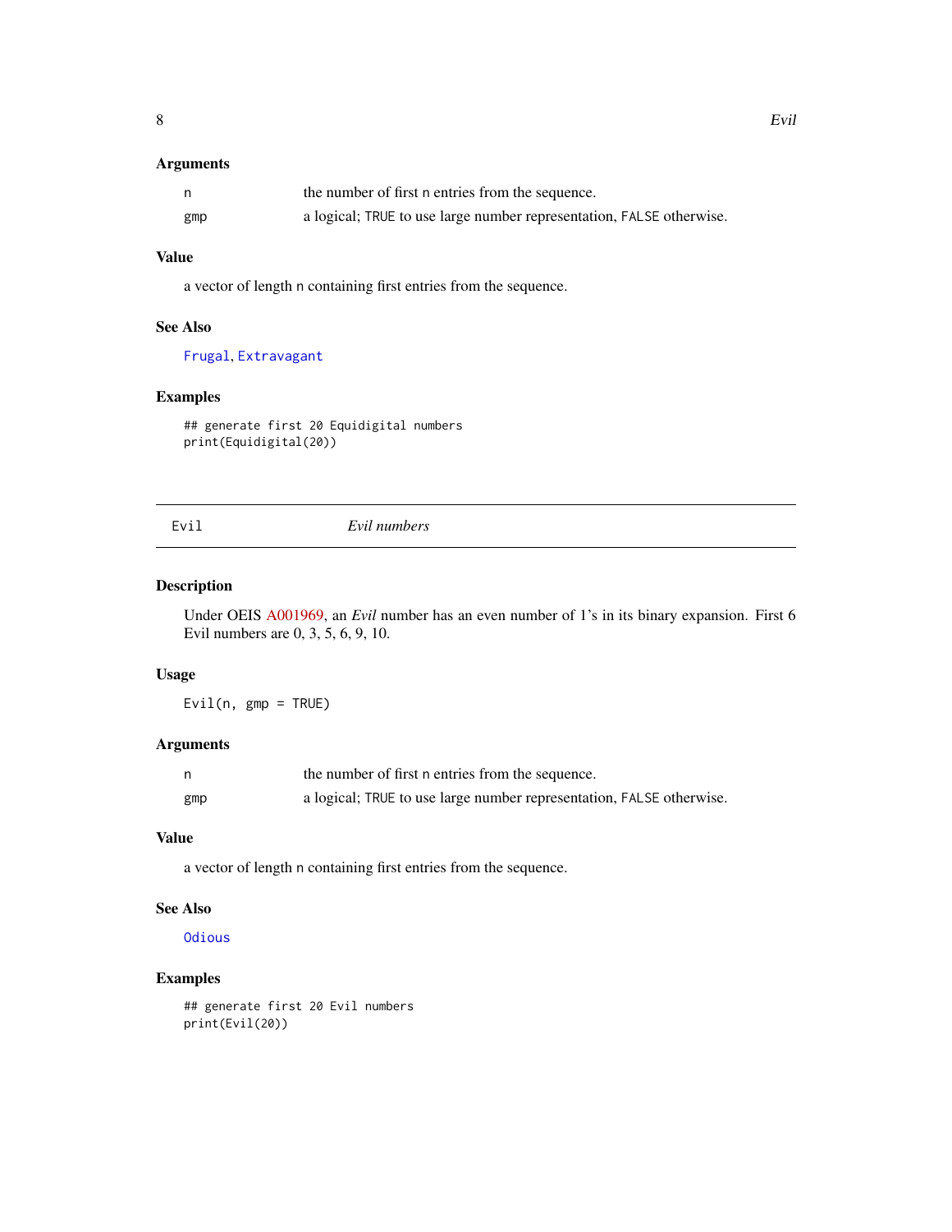### Arguments

| | |
|---|---|
| n | the number of first n entries from the sequence. |
| gmp | a logical; TRUE to use large number representation, FALSE otherwise. |

### Value

a vector of length n containing first entries from the sequence.

### See Also

Frugal, Extravagant

### Examples

```
## generate first 20 Equidigital numbers
print(Equidigital(20))
```

---

## Evil — *Evil numbers*

### Description

Under OEIS A001969, an *Evil* number has an even number of 1's in its binary expansion. First 6 Evil numbers are 0, 3, 5, 6, 9, 10.

### Usage

```
Evil(n, gmp = TRUE)
```

### Arguments

| | |
|---|---|
| n | the number of first n entries from the sequence. |
| gmp | a logical; TRUE to use large number representation, FALSE otherwise. |

### Value

a vector of length n containing first entries from the sequence.

### See Also

Odious

### Examples

```
## generate first 20 Evil numbers
print(Evil(20))
```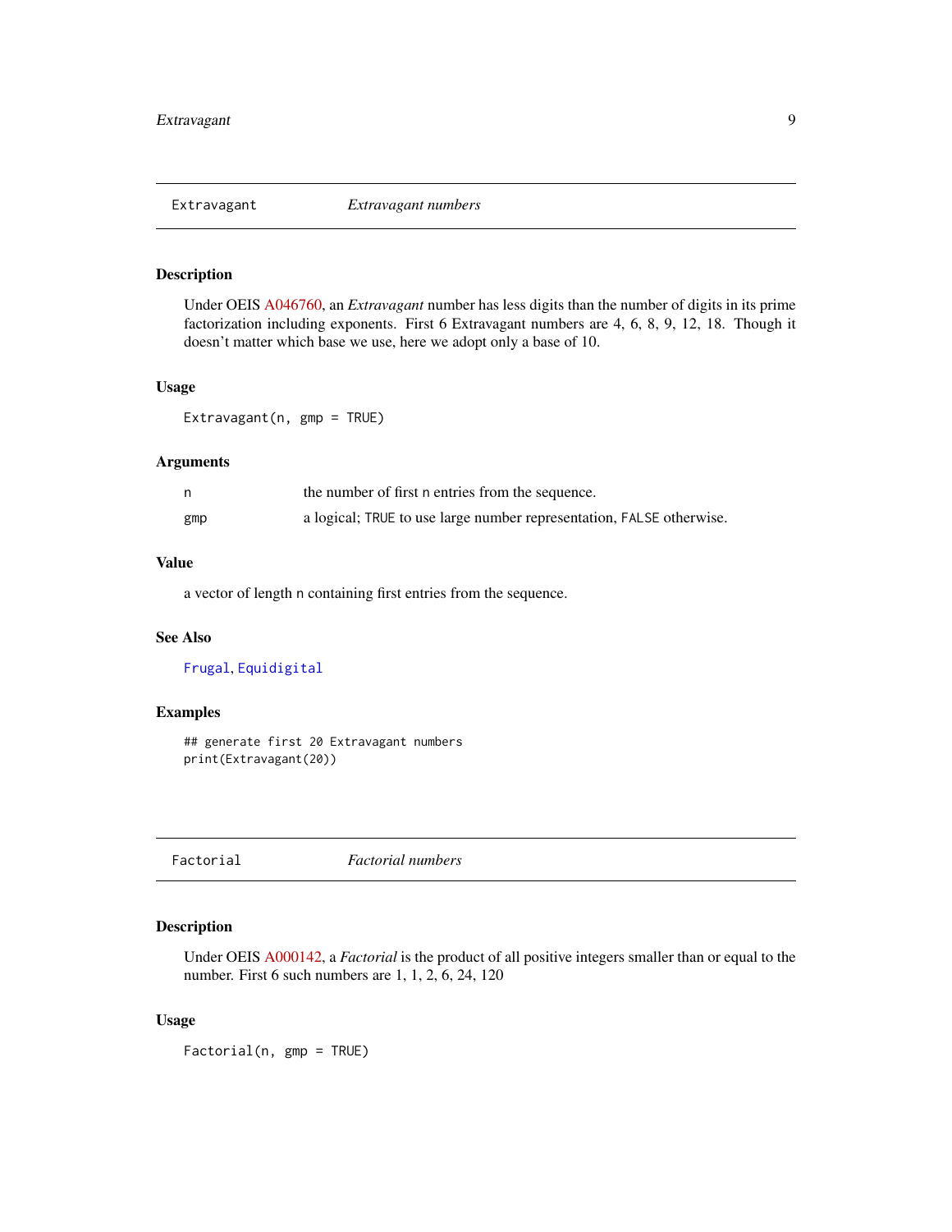## Extravagant — *Extravagant numbers*

### Description

Under OEIS A046760, an *Extravagant* number has less digits than the number of digits in its prime factorization including exponents. First 6 Extravagant numbers are 4, 6, 8, 9, 12, 18. Though it doesn't matter which base we use, here we adopt only a base of 10.

### Usage

```
Extravagant(n, gmp = TRUE)
```

### Arguments

| | |
|---|---|
| n | the number of first n entries from the sequence. |
| gmp | a logical; TRUE to use large number representation, FALSE otherwise. |

### Value

a vector of length n containing first entries from the sequence.

### See Also

Frugal, Equidigital

### Examples

```
## generate first 20 Extravagant numbers
print(Extravagant(20))
```

## Factorial — *Factorial numbers*

### Description

Under OEIS A000142, a *Factorial* is the product of all positive integers smaller than or equal to the number. First 6 such numbers are 1, 1, 2, 6, 24, 120

### Usage

```
Factorial(n, gmp = TRUE)
```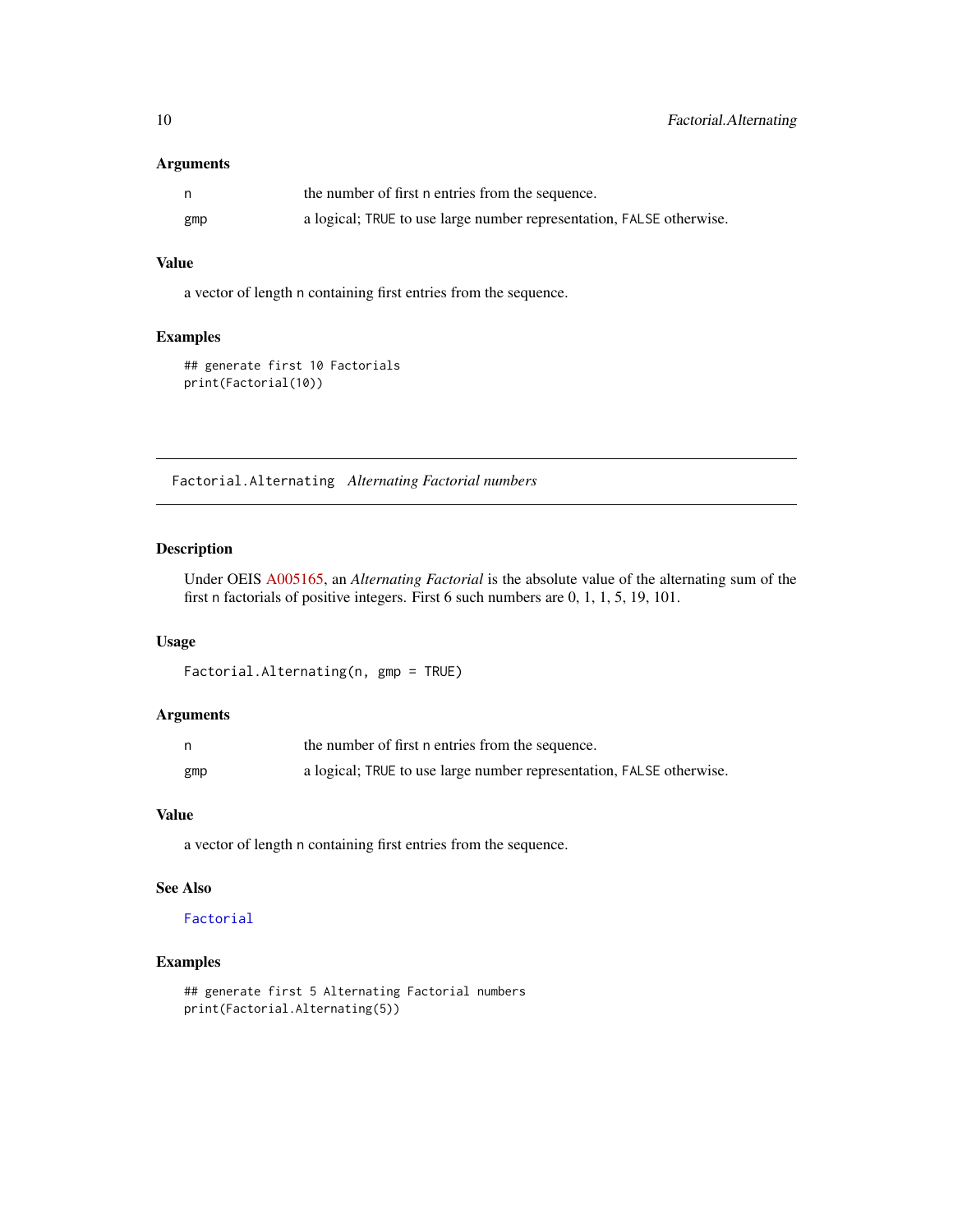### Arguments

| | |
|---|---|
| n | the number of first n entries from the sequence. |
| gmp | a logical; TRUE to use large number representation, FALSE otherwise. |

### Value

a vector of length n containing first entries from the sequence.

### Examples

```
## generate first 10 Factorials
print(Factorial(10))
```

---

## Factorial.Alternating *Alternating Factorial numbers*

---

### Description

Under OEIS A005165, an *Alternating Factorial* is the absolute value of the alternating sum of the first n factorials of positive integers. First 6 such numbers are 0, 1, 1, 5, 19, 101.

### Usage

```
Factorial.Alternating(n, gmp = TRUE)
```

### Arguments

| | |
|---|---|
| n | the number of first n entries from the sequence. |
| gmp | a logical; TRUE to use large number representation, FALSE otherwise. |

### Value

a vector of length n containing first entries from the sequence.

### See Also

Factorial

### Examples

```
## generate first 5 Alternating Factorial numbers
print(Factorial.Alternating(5))
```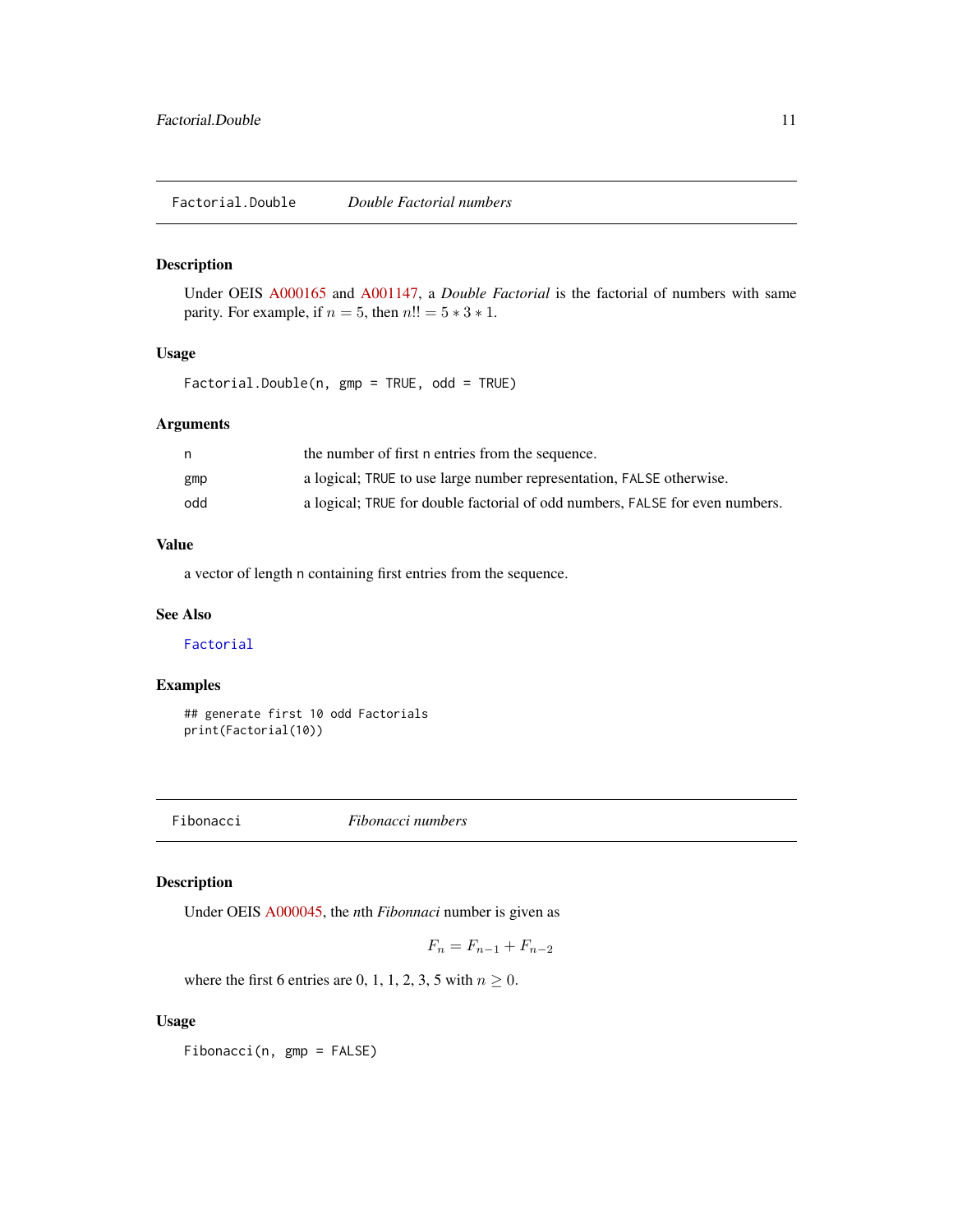## Factorial.Double — *Double Factorial numbers*

### Description

Under OEIS A000165 and A001147, a *Double Factorial* is the factorial of numbers with same parity. For example, if $n = 5$, then $n!! = 5 * 3 * 1$.

### Usage

```
Factorial.Double(n, gmp = TRUE, odd = TRUE)
```

### Arguments

| | |
|---|---|
| n | the number of first n entries from the sequence. |
| gmp | a logical; TRUE to use large number representation, FALSE otherwise. |
| odd | a logical; TRUE for double factorial of odd numbers, FALSE for even numbers. |

### Value

a vector of length n containing first entries from the sequence.

### See Also

Factorial

### Examples

```
## generate first 10 odd Factorials
print(Factorial(10))
```

## Fibonacci — *Fibonacci numbers*

### Description

Under OEIS A000045, the *n*th *Fibonnaci* number is given as

$$F_n = F_{n-1} + F_{n-2}$$

where the first 6 entries are 0, 1, 1, 2, 3, 5 with $n \geq 0$.

### Usage

```
Fibonacci(n, gmp = FALSE)
```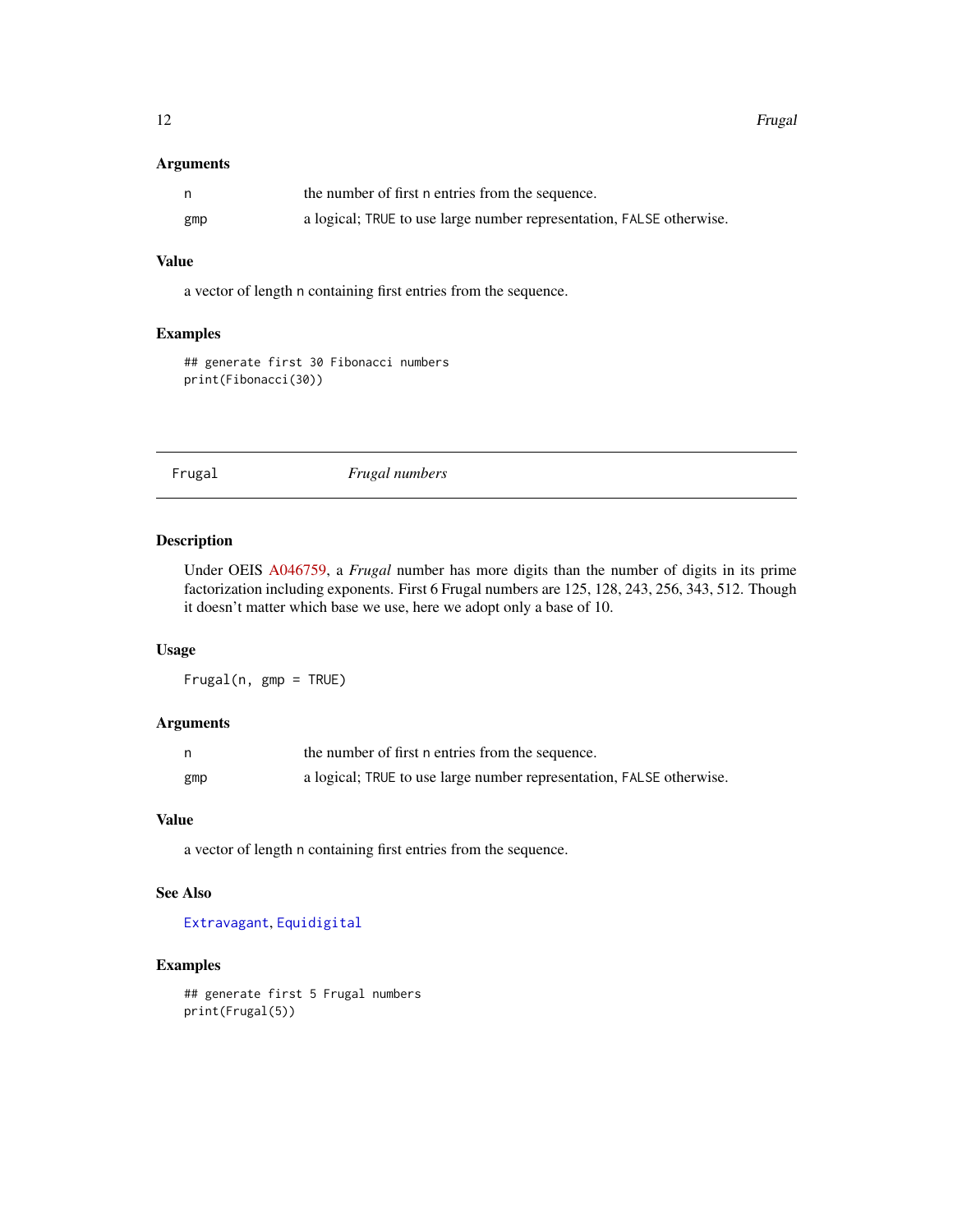### Arguments

| | |
|---|---|
| n | the number of first n entries from the sequence. |
| gmp | a logical; TRUE to use large number representation, FALSE otherwise. |

### Value

a vector of length n containing first entries from the sequence.

### Examples

```
## generate first 30 Fibonacci numbers
print(Fibonacci(30))
```

---

## Frugal *Frugal numbers*

---

### Description

Under OEIS A046759, a *Frugal* number has more digits than the number of digits in its prime factorization including exponents. First 6 Frugal numbers are 125, 128, 243, 256, 343, 512. Though it doesn't matter which base we use, here we adopt only a base of 10.

### Usage

```
Frugal(n, gmp = TRUE)
```

### Arguments

| | |
|---|---|
| n | the number of first n entries from the sequence. |
| gmp | a logical; TRUE to use large number representation, FALSE otherwise. |

### Value

a vector of length n containing first entries from the sequence.

### See Also

Extravagant, Equidigital

### Examples

```
## generate first 5 Frugal numbers
print(Frugal(5))
```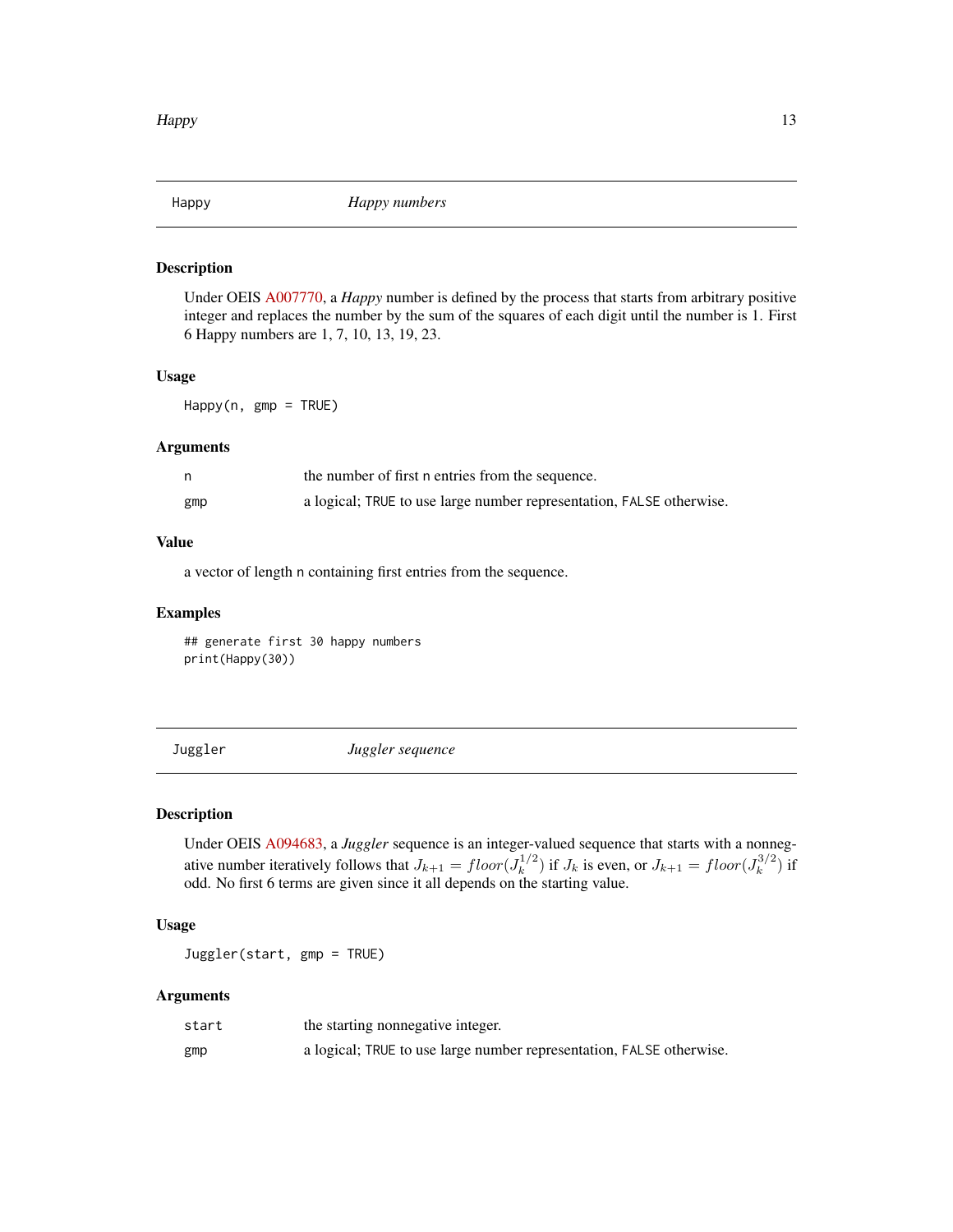## Happy — *Happy numbers*

### Description

Under OEIS A007770, a *Happy* number is defined by the process that starts from arbitrary positive integer and replaces the number by the sum of the squares of each digit until the number is 1. First 6 Happy numbers are 1, 7, 10, 13, 19, 23.

### Usage

```
Happy(n, gmp = TRUE)
```

### Arguments

| | |
|---|---|
| n | the number of first n entries from the sequence. |
| gmp | a logical; TRUE to use large number representation, FALSE otherwise. |

### Value

a vector of length n containing first entries from the sequence.

### Examples

```
## generate first 30 happy numbers
print(Happy(30))
```

## Juggler — *Juggler sequence*

### Description

Under OEIS A094683, a *Juggler* sequence is an integer-valued sequence that starts with a nonnegative number iteratively follows that $J_{k+1} = floor(J_k^{1/2})$ if $J_k$ is even, or $J_{k+1} = floor(J_k^{3/2})$ if odd. No first 6 terms are given since it all depends on the starting value.

### Usage

```
Juggler(start, gmp = TRUE)
```

### Arguments

| | |
|---|---|
| start | the starting nonnegative integer. |
| gmp | a logical; TRUE to use large number representation, FALSE otherwise. |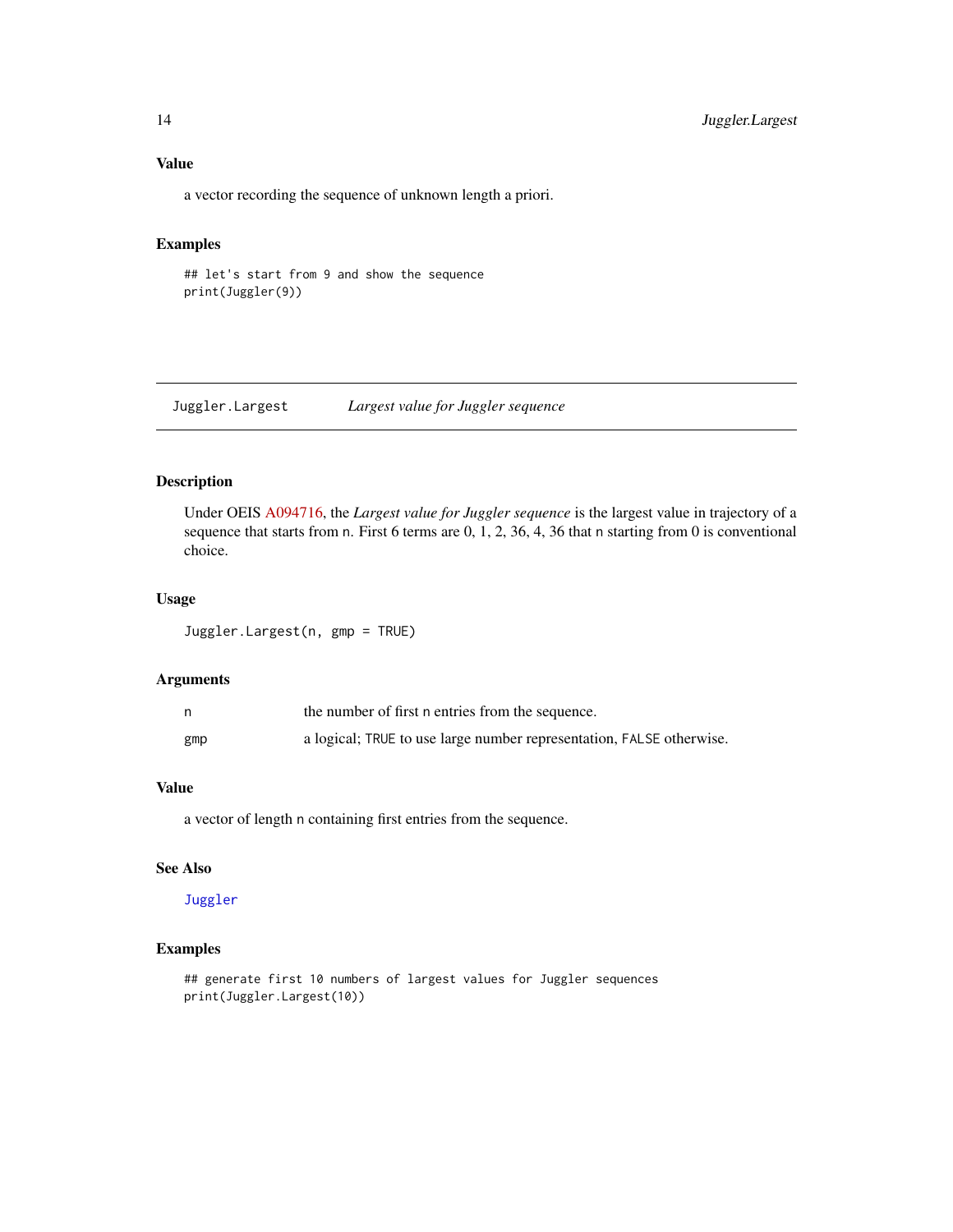### Value

a vector recording the sequence of unknown length a priori.

### Examples

```
## let's start from 9 and show the sequence
print(Juggler(9))
```

---

## Juggler.Largest *Largest value for Juggler sequence*

---

### Description

Under OEIS A094716, the *Largest value for Juggler sequence* is the largest value in trajectory of a sequence that starts from n. First 6 terms are 0, 1, 2, 36, 4, 36 that n starting from 0 is conventional choice.

### Usage

```
Juggler.Largest(n, gmp = TRUE)
```

### Arguments

| | |
|---|---|
| n | the number of first n entries from the sequence. |
| gmp | a logical; TRUE to use large number representation, FALSE otherwise. |

### Value

a vector of length n containing first entries from the sequence.

### See Also

Juggler

### Examples

```
## generate first 10 numbers of largest values for Juggler sequences
print(Juggler.Largest(10))
```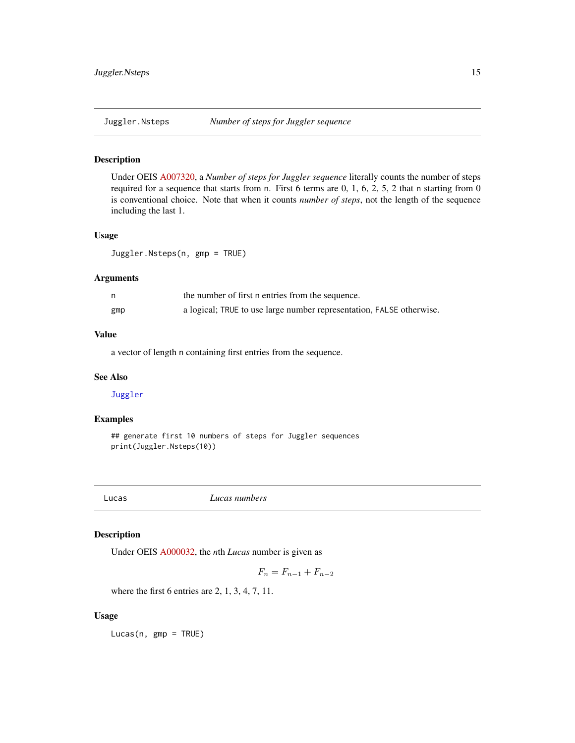## Juggler.Nsteps — *Number of steps for Juggler sequence*

### Description

Under OEIS A007320, a *Number of steps for Juggler sequence* literally counts the number of steps required for a sequence that starts from n. First 6 terms are 0, 1, 6, 2, 5, 2 that n starting from 0 is conventional choice. Note that when it counts *number of steps*, not the length of the sequence including the last 1.

### Usage

```
Juggler.Nsteps(n, gmp = TRUE)
```

### Arguments

| | |
|---|---|
| n | the number of first n entries from the sequence. |
| gmp | a logical; TRUE to use large number representation, FALSE otherwise. |

### Value

a vector of length n containing first entries from the sequence.

### See Also

Juggler

### Examples

```
## generate first 10 numbers of steps for Juggler sequences
print(Juggler.Nsteps(10))
```

## Lucas — *Lucas numbers*

### Description

Under OEIS A000032, the *n*th *Lucas* number is given as

$$F_n = F_{n-1} + F_{n-2}$$

where the first 6 entries are 2, 1, 3, 4, 7, 11.

### Usage

```
Lucas(n, gmp = TRUE)
```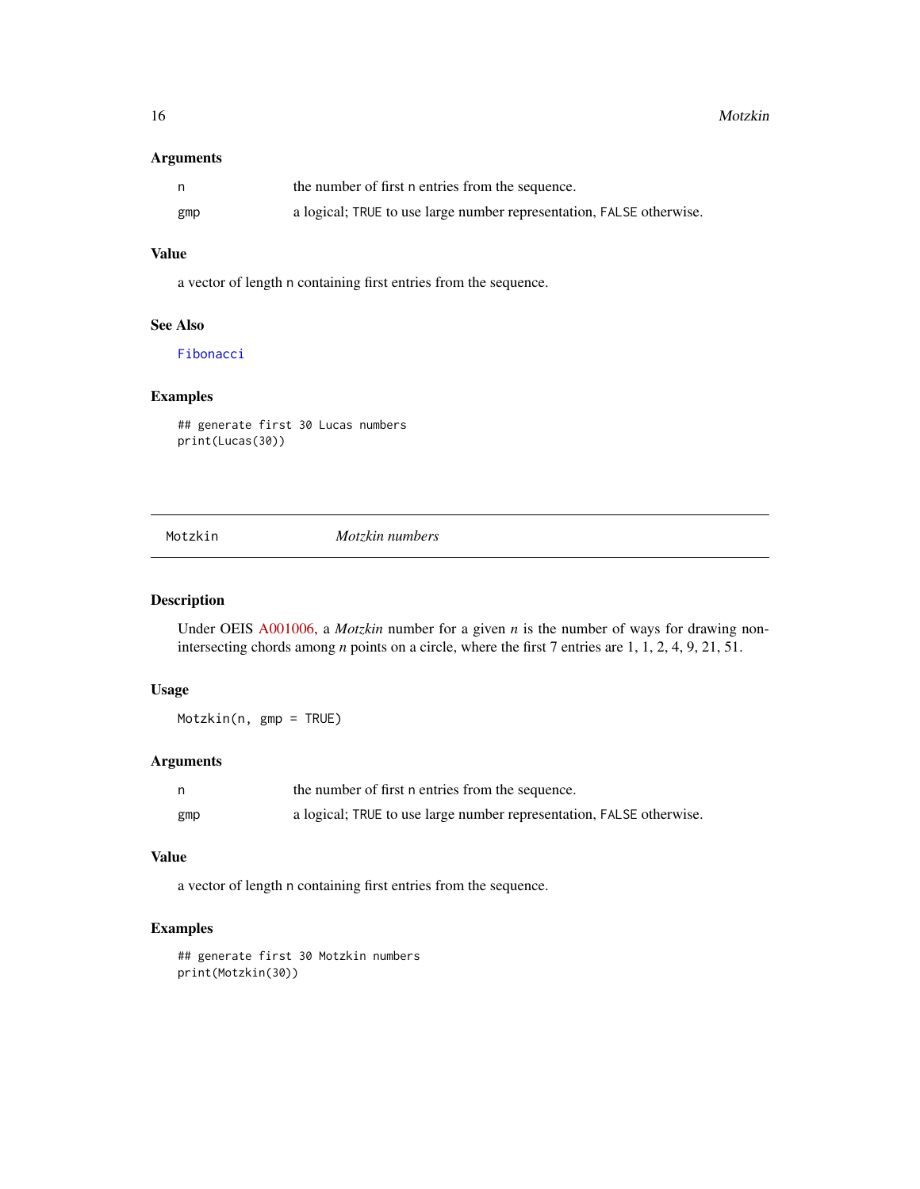### Arguments

| | |
|---|---|
| `n` | the number of first `n` entries from the sequence. |
| `gmp` | a logical; `TRUE` to use large number representation, `FALSE` otherwise. |

### Value

a vector of length `n` containing first entries from the sequence.

### See Also

Fibonacci

### Examples

```
## generate first 30 Lucas numbers
print(Lucas(30))
```

---

## Motzkin — *Motzkin numbers*

### Description

Under OEIS A001006, a *Motzkin* number for a given $n$ is the number of ways for drawing non-intersecting chords among $n$ points on a circle, where the first 7 entries are 1, 1, 2, 4, 9, 21, 51.

### Usage

```
Motzkin(n, gmp = TRUE)
```

### Arguments

| | |
|---|---|
| `n` | the number of first `n` entries from the sequence. |
| `gmp` | a logical; `TRUE` to use large number representation, `FALSE` otherwise. |

### Value

a vector of length `n` containing first entries from the sequence.

### Examples

```
## generate first 30 Motzkin numbers
print(Motzkin(30))
```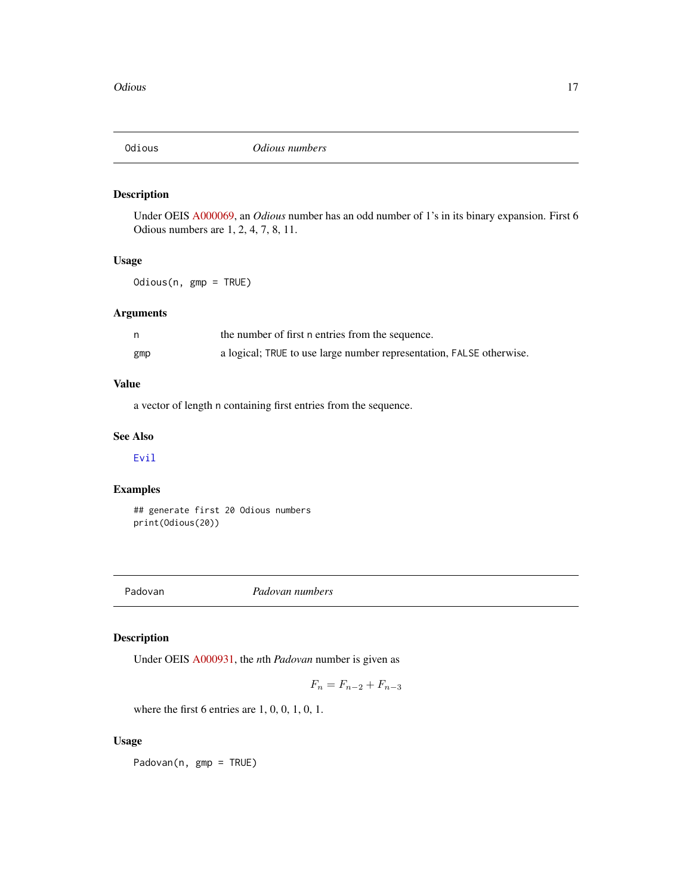## Odious — *Odious numbers*

### Description

Under OEIS A000069, an *Odious* number has an odd number of 1's in its binary expansion. First 6 Odious numbers are 1, 2, 4, 7, 8, 11.

### Usage

```
Odious(n, gmp = TRUE)
```

### Arguments

| | |
|---|---|
| n | the number of first n entries from the sequence. |
| gmp | a logical; TRUE to use large number representation, FALSE otherwise. |

### Value

a vector of length n containing first entries from the sequence.

### See Also

Evil

### Examples

```
## generate first 20 Odious numbers
print(Odious(20))
```

## Padovan — *Padovan numbers*

### Description

Under OEIS A000931, the *n*th *Padovan* number is given as

$$F_n = F_{n-2} + F_{n-3}$$

where the first 6 entries are 1, 0, 0, 1, 0, 1.

### Usage

```
Padovan(n, gmp = TRUE)
```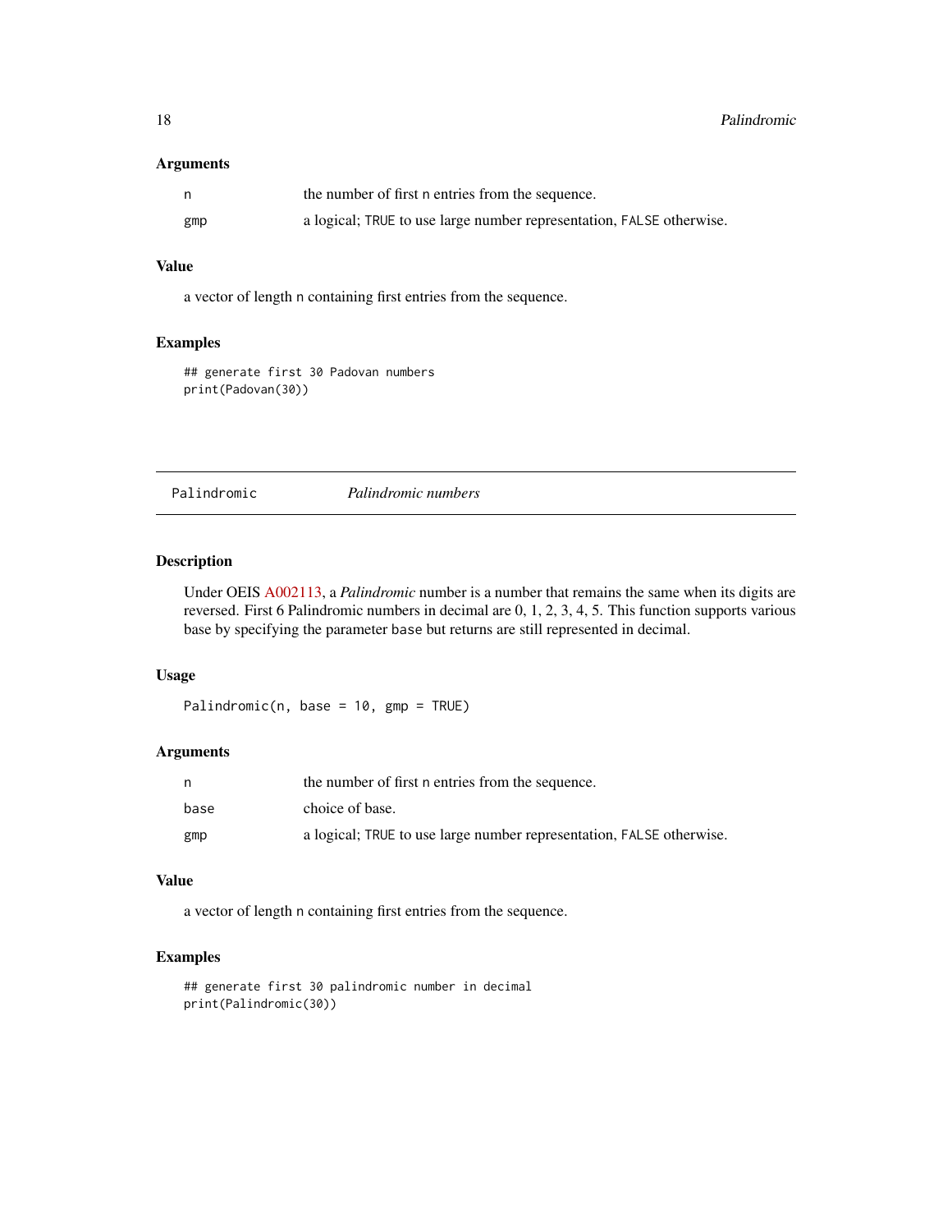### Arguments

| | |
|---|---|
| n | the number of first n entries from the sequence. |
| gmp | a logical; TRUE to use large number representation, FALSE otherwise. |

### Value

a vector of length n containing first entries from the sequence.

### Examples

```
## generate first 30 Padovan numbers
print(Padovan(30))
```

---

## Palindromic — *Palindromic numbers*

### Description

Under OEIS A002113, a *Palindromic* number is a number that remains the same when its digits are reversed. First 6 Palindromic numbers in decimal are 0, 1, 2, 3, 4, 5. This function supports various base by specifying the parameter base but returns are still represented in decimal.

### Usage

```
Palindromic(n, base = 10, gmp = TRUE)
```

### Arguments

| | |
|---|---|
| n | the number of first n entries from the sequence. |
| base | choice of base. |
| gmp | a logical; TRUE to use large number representation, FALSE otherwise. |

### Value

a vector of length n containing first entries from the sequence.

### Examples

```
## generate first 30 palindromic number in decimal
print(Palindromic(30))
```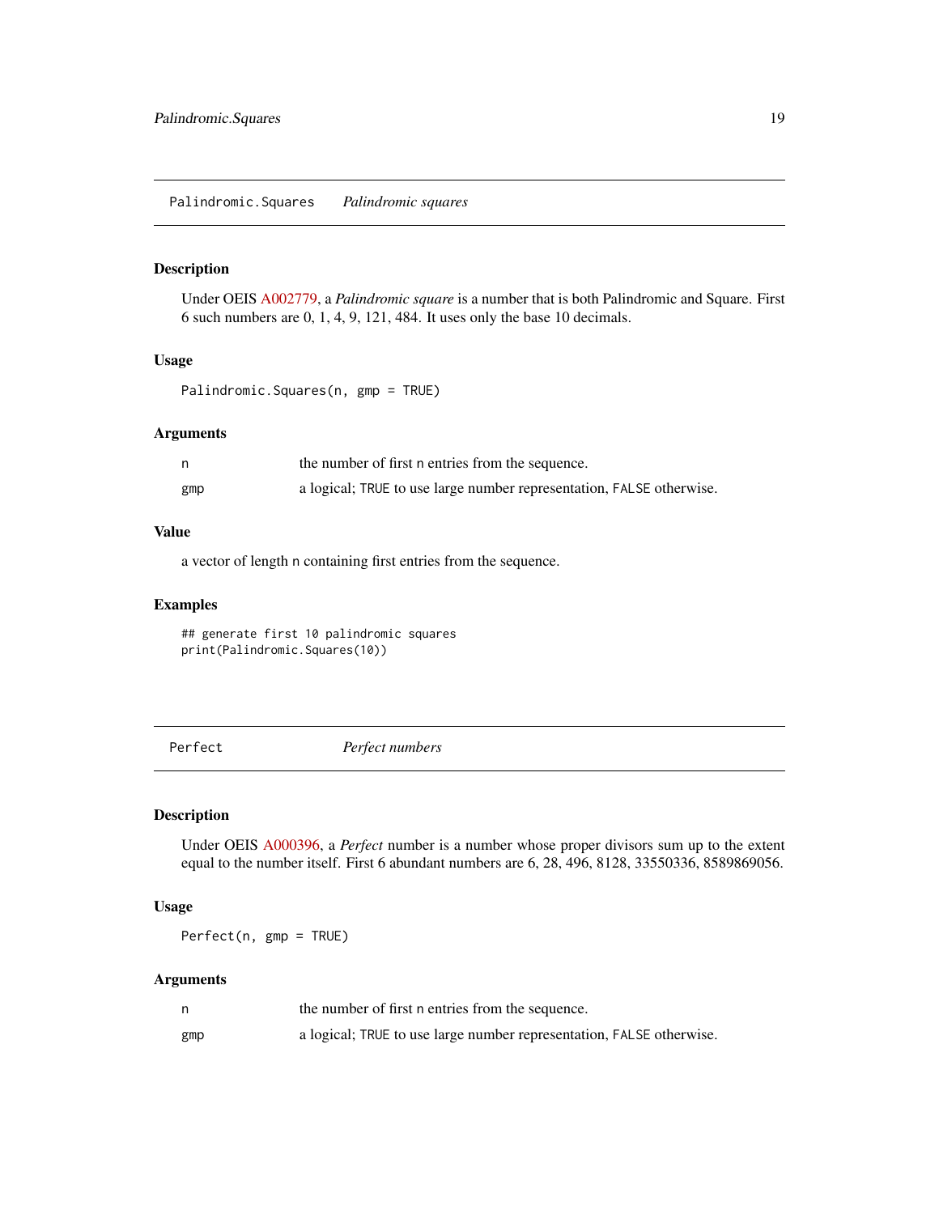## Palindromic.Squares — *Palindromic squares*

### Description

Under OEIS A002779, a *Palindromic square* is a number that is both Palindromic and Square. First 6 such numbers are 0, 1, 4, 9, 121, 484. It uses only the base 10 decimals.

### Usage

```
Palindromic.Squares(n, gmp = TRUE)
```

### Arguments

| | |
|---|---|
| n | the number of first n entries from the sequence. |
| gmp | a logical; TRUE to use large number representation, FALSE otherwise. |

### Value

a vector of length n containing first entries from the sequence.

### Examples

```
## generate first 10 palindromic squares
print(Palindromic.Squares(10))
```

## Perfect — *Perfect numbers*

### Description

Under OEIS A000396, a *Perfect* number is a number whose proper divisors sum up to the extent equal to the number itself. First 6 abundant numbers are 6, 28, 496, 8128, 33550336, 8589869056.

### Usage

```
Perfect(n, gmp = TRUE)
```

### Arguments

| | |
|---|---|
| n | the number of first n entries from the sequence. |
| gmp | a logical; TRUE to use large number representation, FALSE otherwise. |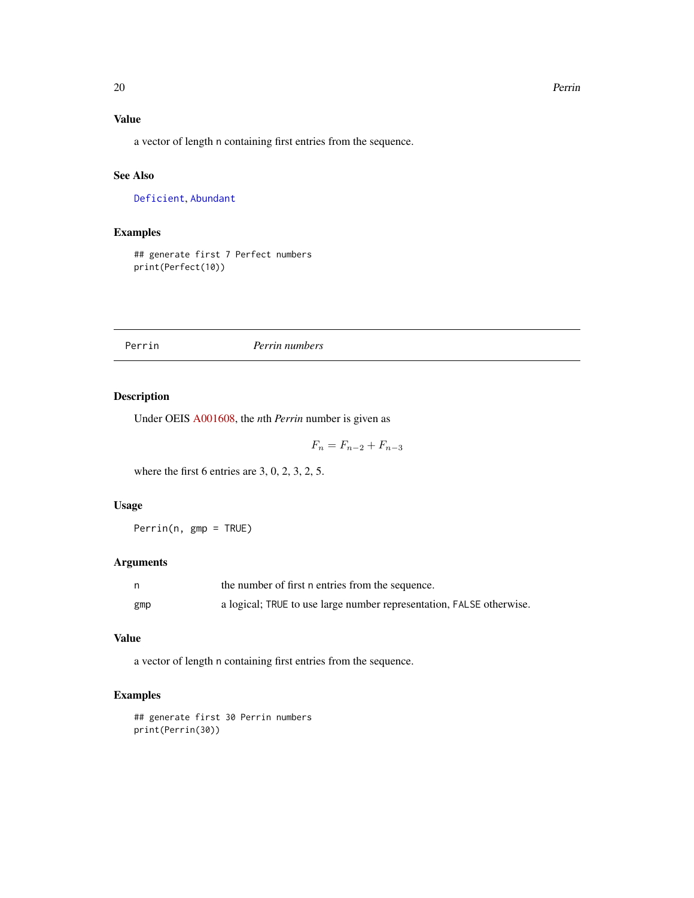### Value

a vector of length n containing first entries from the sequence.

### See Also

Deficient, Abundant

### Examples

```
## generate first 7 Perfect numbers
print(Perfect(10))
```

---

## Perrin — *Perrin numbers*

### Description

Under OEIS A001608, the *n*th *Perrin* number is given as

$$F_n = F_{n-2} + F_{n-3}$$

where the first 6 entries are 3, 0, 2, 3, 2, 5.

### Usage

```
Perrin(n, gmp = TRUE)
```

### Arguments

| | |
|---|---|
| n | the number of first n entries from the sequence. |
| gmp | a logical; TRUE to use large number representation, FALSE otherwise. |

### Value

a vector of length n containing first entries from the sequence.

### Examples

```
## generate first 30 Perrin numbers
print(Perrin(30))
```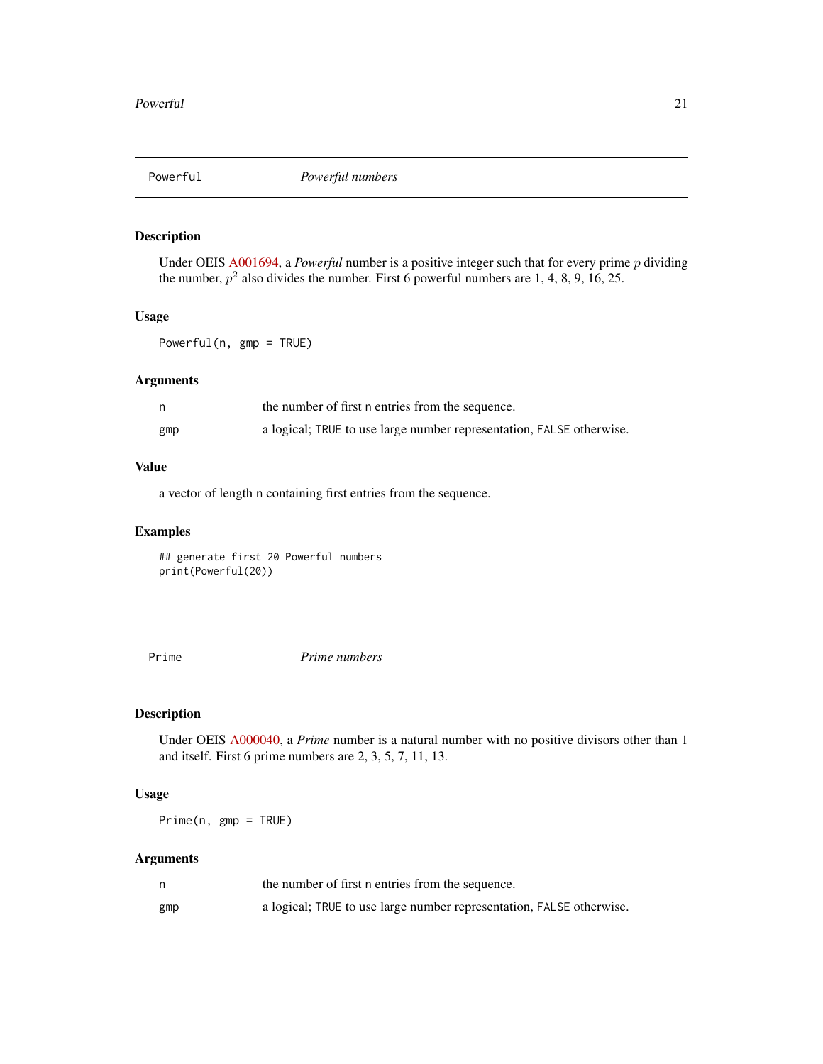## Powerful — *Powerful numbers*

### Description

Under OEIS A001694, a *Powerful* number is a positive integer such that for every prime $p$ dividing the number, $p^2$ also divides the number. First 6 powerful numbers are 1, 4, 8, 9, 16, 25.

### Usage

```
Powerful(n, gmp = TRUE)
```

### Arguments

| | |
|---|---|
| n | the number of first n entries from the sequence. |
| gmp | a logical; TRUE to use large number representation, FALSE otherwise. |

### Value

a vector of length n containing first entries from the sequence.

### Examples

```
## generate first 20 Powerful numbers
print(Powerful(20))
```

## Prime — *Prime numbers*

### Description

Under OEIS A000040, a *Prime* number is a natural number with no positive divisors other than 1 and itself. First 6 prime numbers are 2, 3, 5, 7, 11, 13.

### Usage

```
Prime(n, gmp = TRUE)
```

### Arguments

| | |
|---|---|
| n | the number of first n entries from the sequence. |
| gmp | a logical; TRUE to use large number representation, FALSE otherwise. |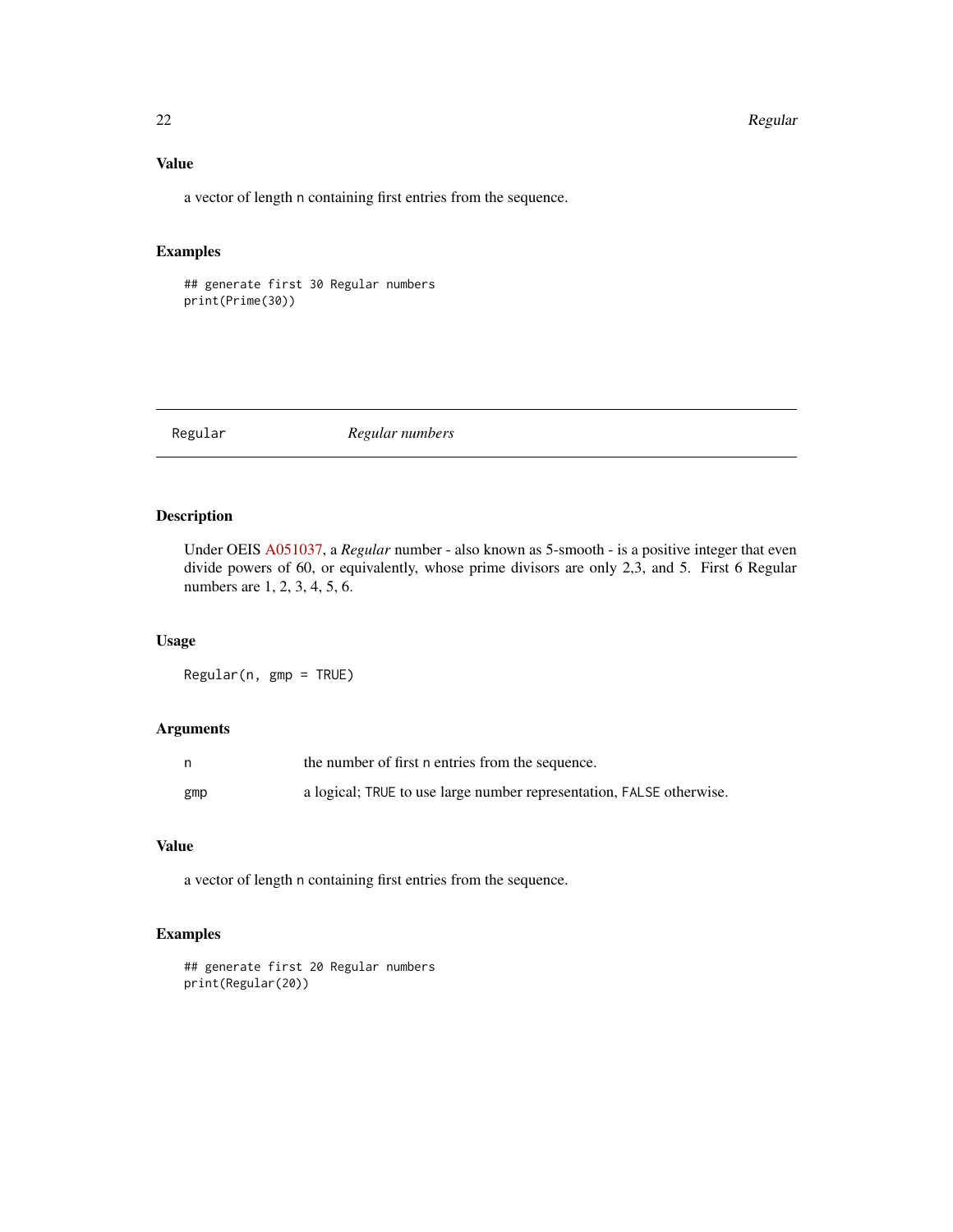### Value

a vector of length n containing first entries from the sequence.

### Examples

```
## generate first 30 Regular numbers
print(Prime(30))
```

---

## Regular *Regular numbers*

---

### Description

Under OEIS A051037, a *Regular* number - also known as 5-smooth - is a positive integer that even divide powers of 60, or equivalently, whose prime divisors are only 2,3, and 5. First 6 Regular numbers are 1, 2, 3, 4, 5, 6.

### Usage

```
Regular(n, gmp = TRUE)
```

### Arguments

| | |
|---|---|
| n | the number of first n entries from the sequence. |
| gmp | a logical; TRUE to use large number representation, FALSE otherwise. |

### Value

a vector of length n containing first entries from the sequence.

### Examples

```
## generate first 20 Regular numbers
print(Regular(20))
```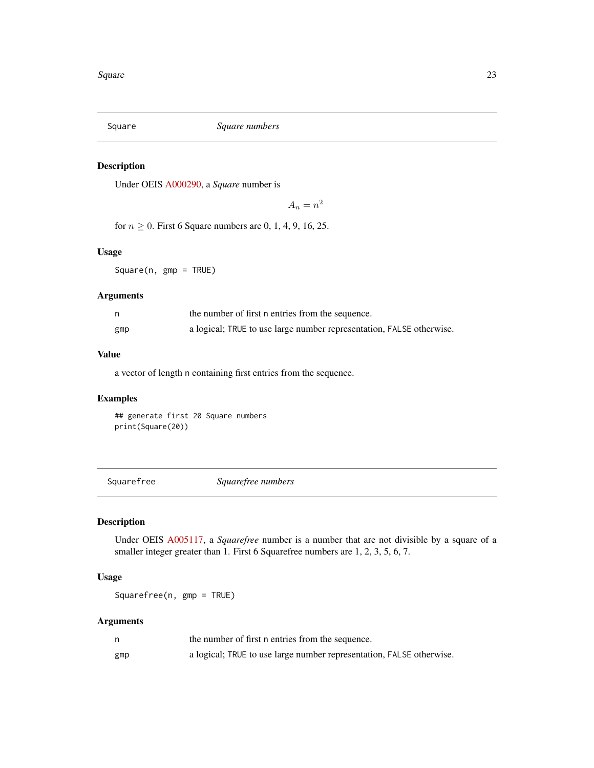## Square *Square numbers*

### Description

Under OEIS A000290, a *Square* number is

$$A_n = n^2$$

for $n \geq 0$. First 6 Square numbers are 0, 1, 4, 9, 16, 25.

### Usage

```
Square(n, gmp = TRUE)
```

### Arguments

| | |
|---|---|
| n | the number of first n entries from the sequence. |
| gmp | a logical; TRUE to use large number representation, FALSE otherwise. |

### Value

a vector of length n containing first entries from the sequence.

### Examples

```
## generate first 20 Square numbers
print(Square(20))
```

## Squarefree *Squarefree numbers*

### Description

Under OEIS A005117, a *Squarefree* number is a number that are not divisible by a square of a smaller integer greater than 1. First 6 Squarefree numbers are 1, 2, 3, 5, 6, 7.

### Usage

```
Squarefree(n, gmp = TRUE)
```

### Arguments

| | |
|---|---|
| n | the number of first n entries from the sequence. |
| gmp | a logical; TRUE to use large number representation, FALSE otherwise. |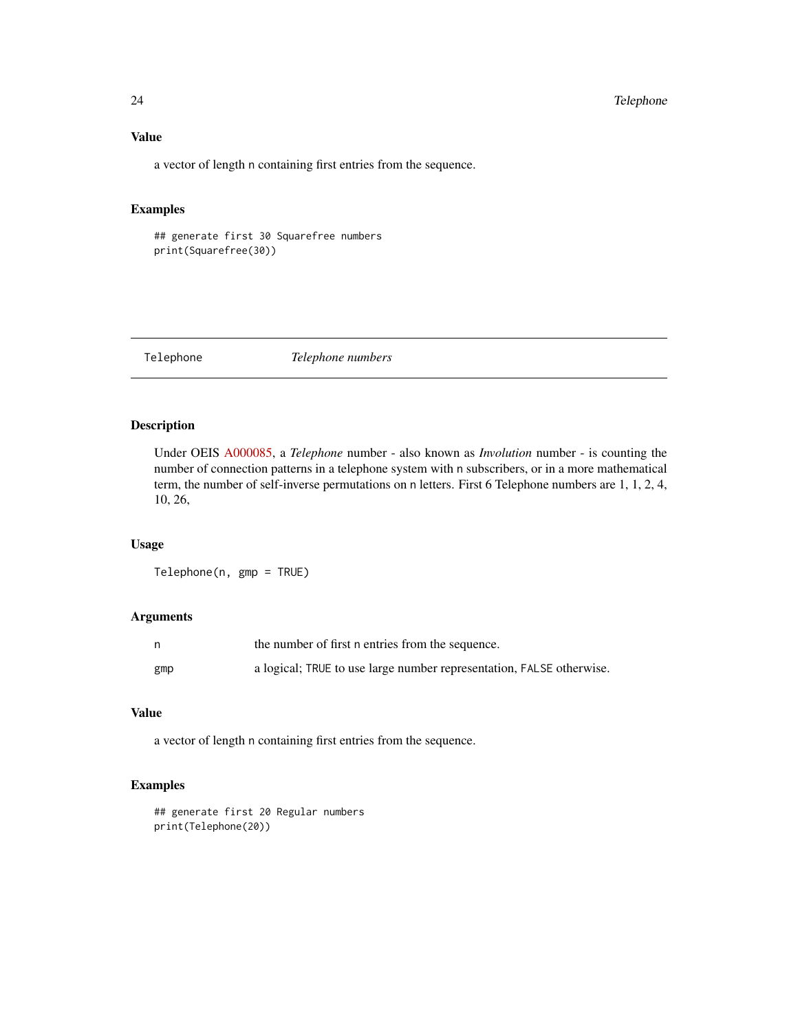### Value

a vector of length n containing first entries from the sequence.

### Examples

```
## generate first 30 Squarefree numbers
print(Squarefree(30))
```

---

## Telephone — *Telephone numbers*

---

### Description

Under OEIS A000085, a *Telephone* number - also known as *Involution* number - is counting the number of connection patterns in a telephone system with n subscribers, or in a more mathematical term, the number of self-inverse permutations on n letters. First 6 Telephone numbers are 1, 1, 2, 4, 10, 26,

### Usage

```
Telephone(n, gmp = TRUE)
```

### Arguments

| | |
|---|---|
| n | the number of first n entries from the sequence. |
| gmp | a logical; TRUE to use large number representation, FALSE otherwise. |

### Value

a vector of length n containing first entries from the sequence.

### Examples

```
## generate first 20 Regular numbers
print(Telephone(20))
```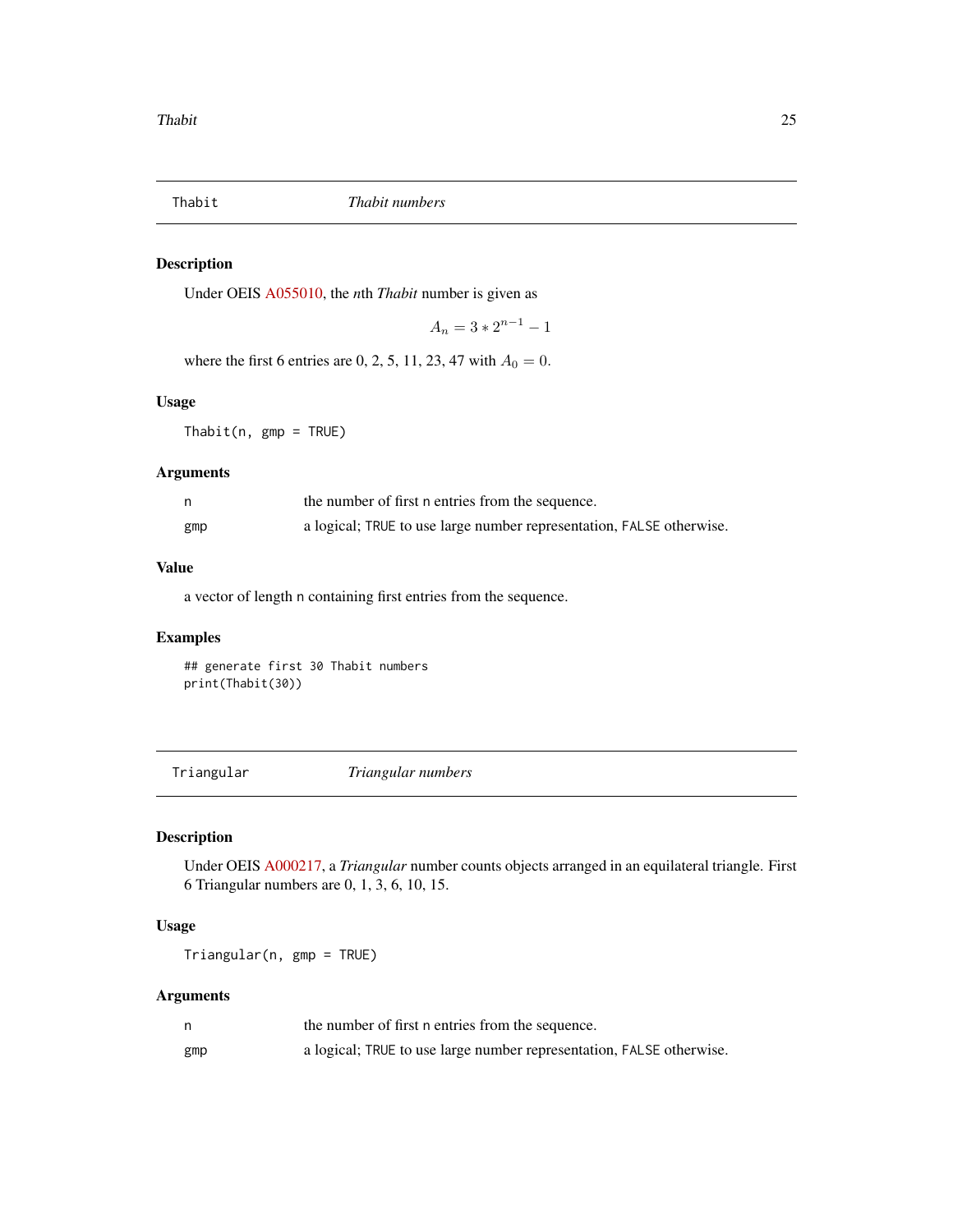## Thabit — *Thabit numbers*

### Description

Under OEIS A055010, the *n*th *Thabit* number is given as

$$A_n = 3 * 2^{n-1} - 1$$

where the first 6 entries are 0, 2, 5, 11, 23, 47 with $A_0 = 0$.

### Usage

```
Thabit(n, gmp = TRUE)
```

### Arguments

| | |
|---|---|
| n | the number of first n entries from the sequence. |
| gmp | a logical; TRUE to use large number representation, FALSE otherwise. |

### Value

a vector of length n containing first entries from the sequence.

### Examples

```
## generate first 30 Thabit numbers
print(Thabit(30))
```

## Triangular — *Triangular numbers*

### Description

Under OEIS A000217, a *Triangular* number counts objects arranged in an equilateral triangle. First 6 Triangular numbers are 0, 1, 3, 6, 10, 15.

### Usage

```
Triangular(n, gmp = TRUE)
```

### Arguments

| | |
|---|---|
| n | the number of first n entries from the sequence. |
| gmp | a logical; TRUE to use large number representation, FALSE otherwise. |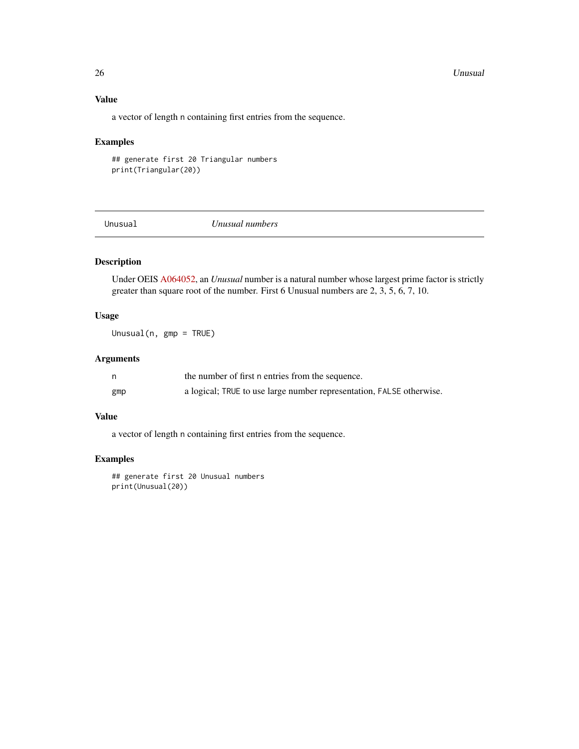### Value

a vector of length `n` containing first entries from the sequence.

### Examples

```
## generate first 20 Triangular numbers
print(Triangular(20))
```

---

## Unusual — *Unusual numbers*

---

### Description

Under OEIS A064052, an *Unusual* number is a natural number whose largest prime factor is strictly greater than square root of the number. First 6 Unusual numbers are 2, 3, 5, 6, 7, 10.

### Usage

```
Unusual(n, gmp = TRUE)
```

### Arguments

| | |
|---|---|
| `n` | the number of first `n` entries from the sequence. |
| `gmp` | a logical; `TRUE` to use large number representation, `FALSE` otherwise. |

### Value

a vector of length `n` containing first entries from the sequence.

### Examples

```
## generate first 20 Unusual numbers
print(Unusual(20))
```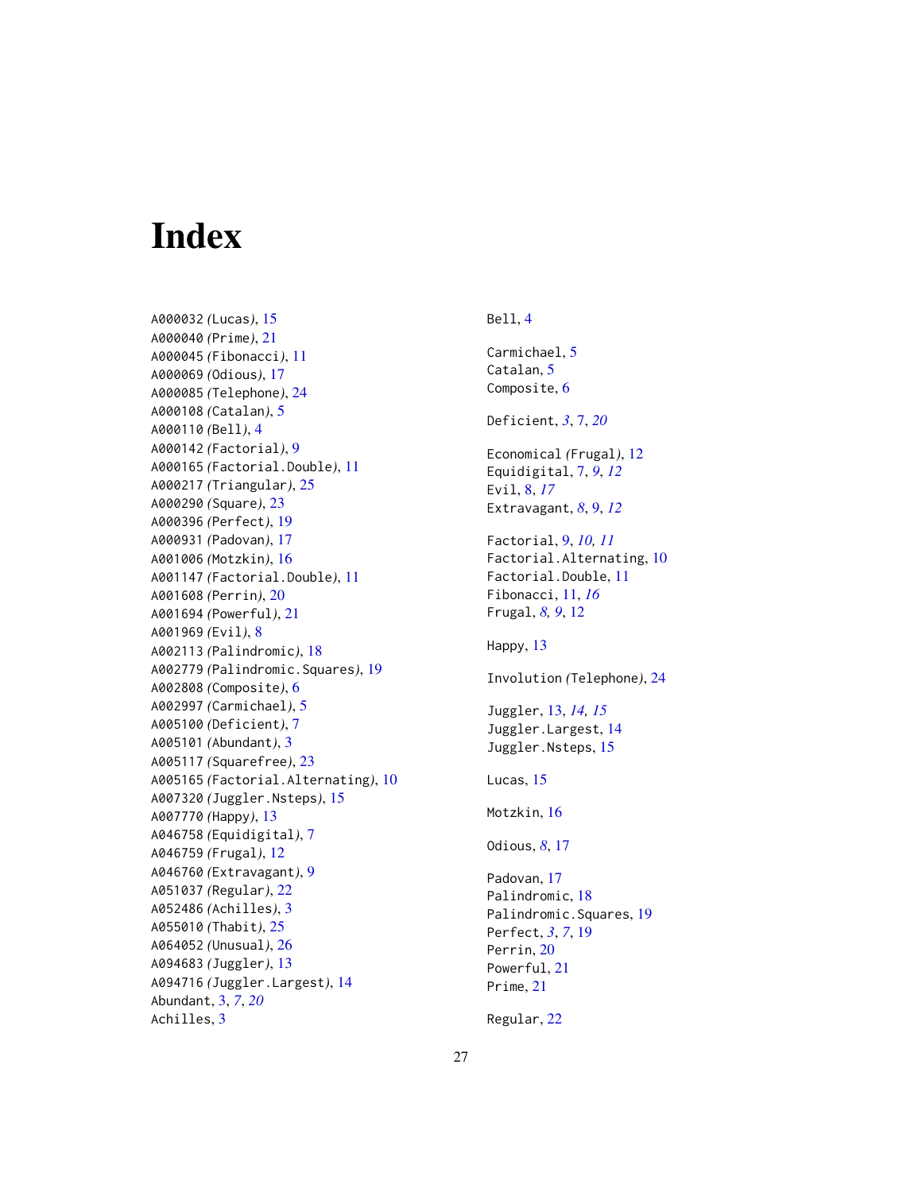# Index

A000032 *(Lucas)*, 15
A000040 *(Prime)*, 21
A000045 *(Fibonacci)*, 11
A000069 *(Odious)*, 17
A000085 *(Telephone)*, 24
A000108 *(Catalan)*, 5
A000110 *(Bell)*, 4
A000142 *(Factorial)*, 9
A000165 *(Factorial.Double)*, 11
A000217 *(Triangular)*, 25
A000290 *(Square)*, 23
A000396 *(Perfect)*, 19
A000931 *(Padovan)*, 17
A001006 *(Motzkin)*, 16
A001147 *(Factorial.Double)*, 11
A001608 *(Perrin)*, 20
A001694 *(Powerful)*, 21
A001969 *(Evil)*, 8
A002113 *(Palindromic)*, 18
A002779 *(Palindromic.Squares)*, 19
A002808 *(Composite)*, 6
A002997 *(Carmichael)*, 5
A005100 *(Deficient)*, 7
A005101 *(Abundant)*, 3
A005117 *(Squarefree)*, 23
A005165 *(Factorial.Alternating)*, 10
A007320 *(Juggler.Nsteps)*, 15
A007770 *(Happy)*, 13
A046758 *(Equidigital)*, 7
A046759 *(Frugal)*, 12
A046760 *(Extravagant)*, 9
A051037 *(Regular)*, 22
A052486 *(Achilles)*, 3
A055010 *(Thabit)*, 25
A064052 *(Unusual)*, 26
A094683 *(Juggler)*, 13
A094716 *(Juggler.Largest)*, 14
Abundant, 3, *7*, *20*
Achilles, 3

Bell, 4

Carmichael, 5
Catalan, 5
Composite, 6

Deficient, *3*, 7, *20*

Economical *(Frugal)*, 12
Equidigital, 7, *9*, *12*
Evil, 8, *17*
Extravagant, *8*, 9, *12*

Factorial, 9, *10*, *11*
Factorial.Alternating, 10
Factorial.Double, 11
Fibonacci, 11, *16*
Frugal, *8*, *9*, 12

Happy, 13

Involution *(Telephone)*, 24

Juggler, 13, *14*, *15*
Juggler.Largest, 14
Juggler.Nsteps, 15

Lucas, 15

Motzkin, 16

Odious, *8*, 17

Padovan, 17
Palindromic, 18
Palindromic.Squares, 19
Perfect, *3*, *7*, 19
Perrin, 20
Powerful, 21
Prime, 21

Regular, 22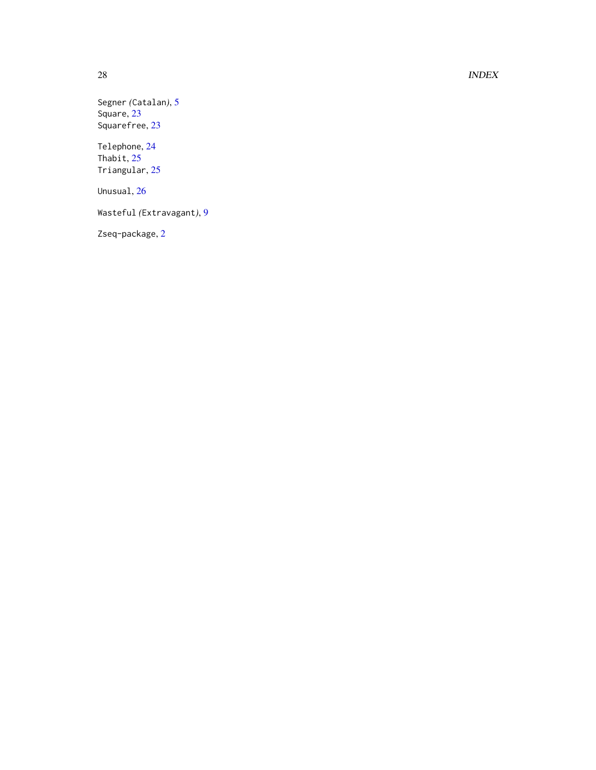Segner *(*Catalan*)*, 5
Square, 23
Squarefree, 23

Telephone, 24
Thabit, 25
Triangular, 25

Unusual, 26

Wasteful *(*Extravagant*)*, 9

Zseq-package, 2